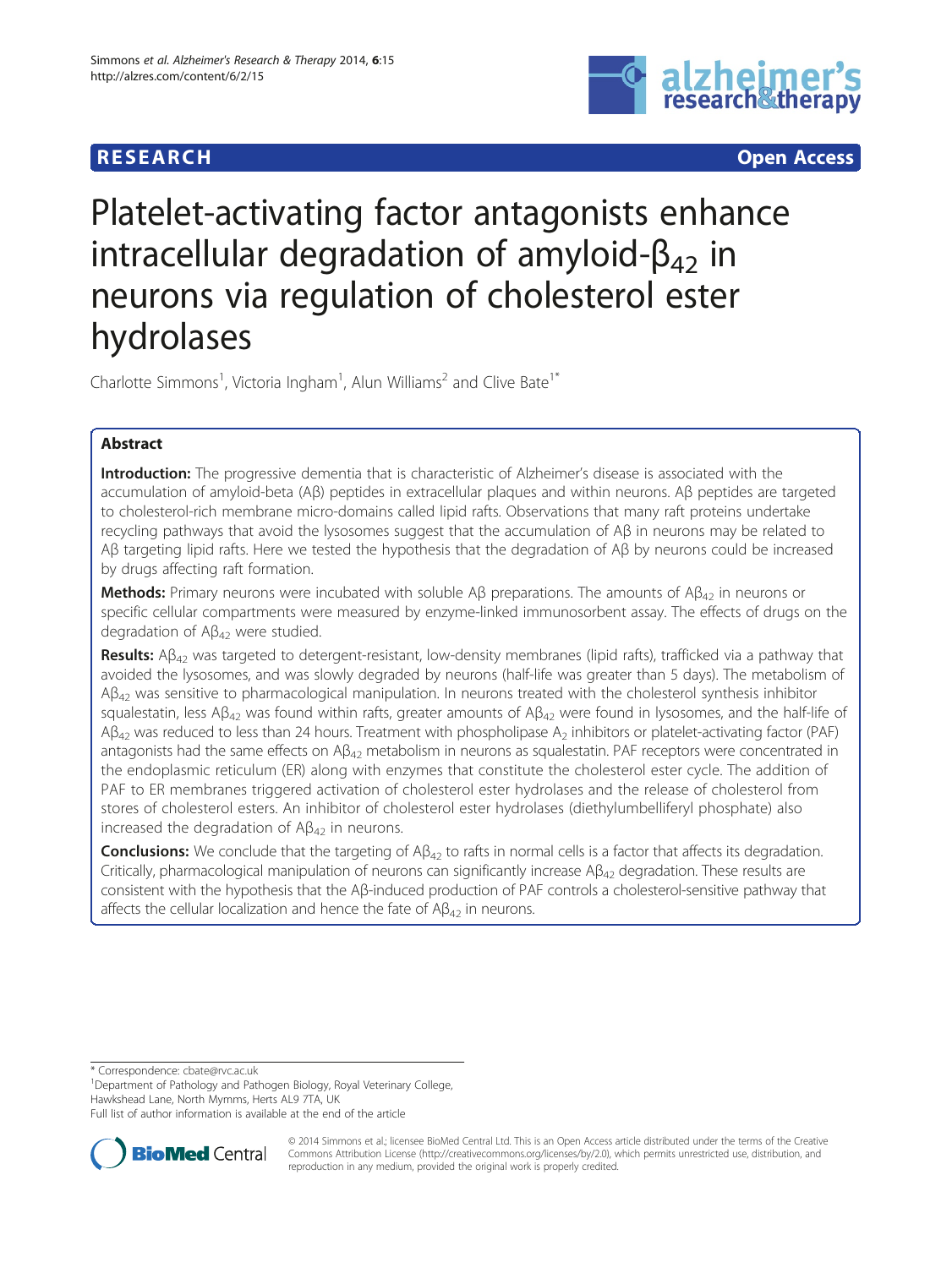RESEARCH Open Access

# Platelet-activating factor antagonists enhance intracellular degradation of amyloid-$\beta_{42}$ in neurons via regulation of cholesterol ester hydrolases

Charlotte Simmons[1], Victoria Ingham[1], Alun Williams[2] and Clive Bate[1*]

## Abstract

**Introduction:** The progressive dementia that is characteristic of Alzheimer's disease is associated with the accumulation of amyloid-beta (Aβ) peptides in extracellular plaques and within neurons. Aβ peptides are targeted to cholesterol-rich membrane micro-domains called lipid rafts. Observations that many raft proteins undertake recycling pathways that avoid the lysosomes suggest that the accumulation of Aβ in neurons may be related to Aβ targeting lipid rafts. Here we tested the hypothesis that the degradation of Aβ by neurons could be increased by drugs affecting raft formation.

**Methods:** Primary neurons were incubated with soluble Aβ preparations. The amounts of $A\beta_{42}$ in neurons or specific cellular compartments were measured by enzyme-linked immunosorbent assay. The effects of drugs on the degradation of $A\beta_{42}$ were studied.

**Results:** $A\beta_{42}$ was targeted to detergent-resistant, low-density membranes (lipid rafts), trafficked via a pathway that avoided the lysosomes, and was slowly degraded by neurons (half-life was greater than 5 days). The metabolism of $A\beta_{42}$ was sensitive to pharmacological manipulation. In neurons treated with the cholesterol synthesis inhibitor squalestatin, less $A\beta_{42}$ was found within rafts, greater amounts of $A\beta_{42}$ were found in lysosomes, and the half-life of $A\beta_{42}$ was reduced to less than 24 hours. Treatment with phospholipase $A_2$ inhibitors or platelet-activating factor (PAF) antagonists had the same effects on $A\beta_{42}$ metabolism in neurons as squalestatin. PAF receptors were concentrated in the endoplasmic reticulum (ER) along with enzymes that constitute the cholesterol ester cycle. The addition of PAF to ER membranes triggered activation of cholesterol ester hydrolases and the release of cholesterol from stores of cholesterol esters. An inhibitor of cholesterol ester hydrolases (diethylumbelliferyl phosphate) also increased the degradation of $A\beta_{42}$ in neurons.

**Conclusions:** We conclude that the targeting of $A\beta_{42}$ to rafts in normal cells is a factor that affects its degradation. Critically, pharmacological manipulation of neurons can significantly increase $A\beta_{42}$ degradation. These results are consistent with the hypothesis that the Aβ-induced production of PAF controls a cholesterol-sensitive pathway that affects the cellular localization and hence the fate of $A\beta_{42}$ in neurons.

\* Correspondence: cbate@rvc.ac.uk

[1]Department of Pathology and Pathogen Biology, Royal Veterinary College, Hawkshead Lane, North Mymms, Herts AL9 7TA, UK

Full list of author information is available at the end of the article

© 2014 Simmons et al.; licensee BioMed Central Ltd. This is an Open Access article distributed under the terms of the Creative Commons Attribution License (http://creativecommons.org/licenses/by/2.0), which permits unrestricted use, distribution, and reproduction in any medium, provided the original work is properly credited.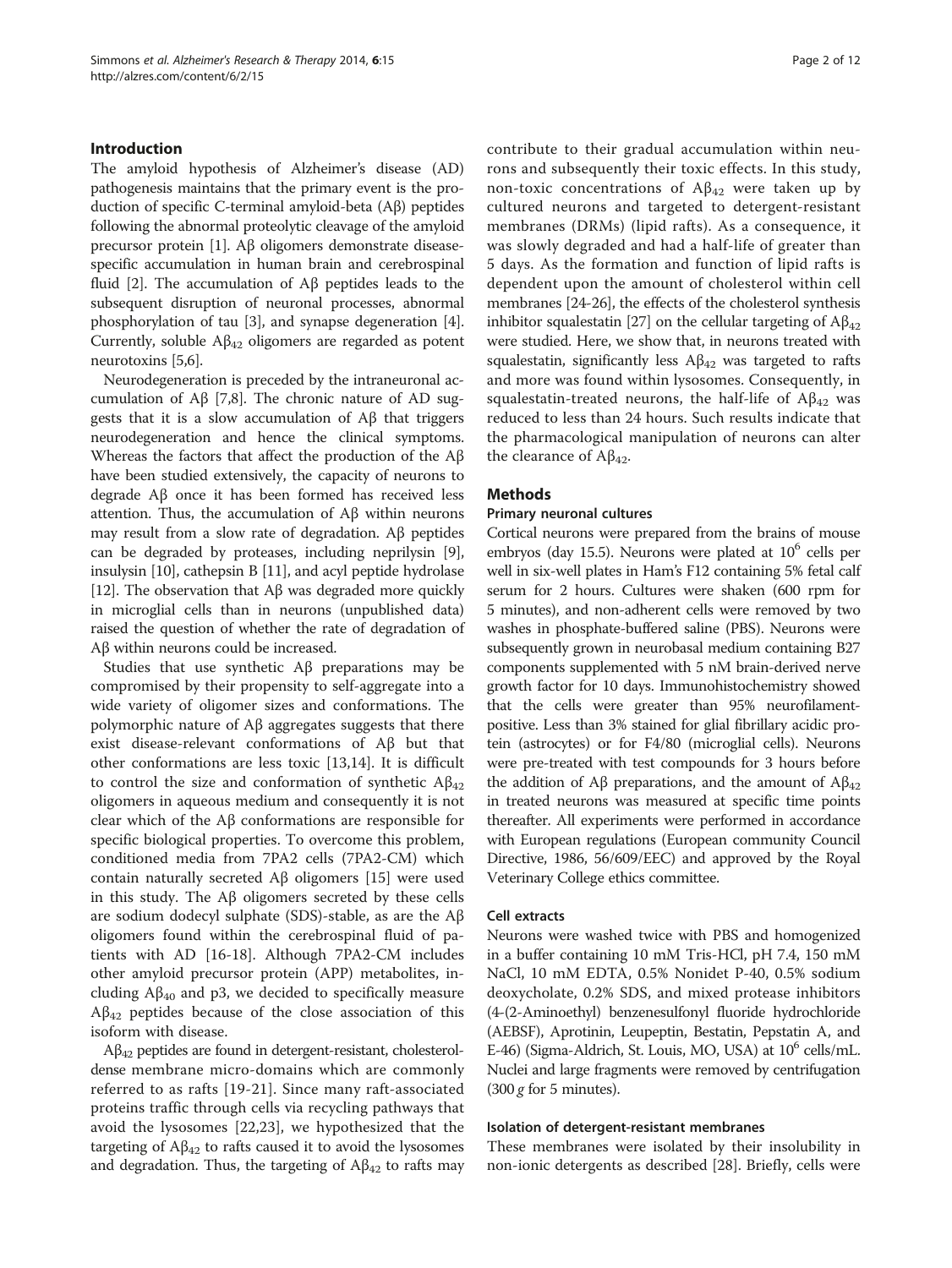## Introduction

The amyloid hypothesis of Alzheimer's disease (AD) pathogenesis maintains that the primary event is the production of specific C-terminal amyloid-beta (Aβ) peptides following the abnormal proteolytic cleavage of the amyloid precursor protein [1]. Aβ oligomers demonstrate disease-specific accumulation in human brain and cerebrospinal fluid [2]. The accumulation of Aβ peptides leads to the subsequent disruption of neuronal processes, abnormal phosphorylation of tau [3], and synapse degeneration [4]. Currently, soluble $A\beta_{42}$ oligomers are regarded as potent neurotoxins [5,6].

Neurodegeneration is preceded by the intraneuronal accumulation of Aβ [7,8]. The chronic nature of AD suggests that it is a slow accumulation of Aβ that triggers neurodegeneration and hence the clinical symptoms. Whereas the factors that affect the production of the Aβ have been studied extensively, the capacity of neurons to degrade Aβ once it has been formed has received less attention. Thus, the accumulation of Aβ within neurons may result from a slow rate of degradation. Aβ peptides can be degraded by proteases, including neprilysin [9], insulysin [10], cathepsin B [11], and acyl peptide hydrolase [12]. The observation that Aβ was degraded more quickly in microglial cells than in neurons (unpublished data) raised the question of whether the rate of degradation of Aβ within neurons could be increased.

Studies that use synthetic Aβ preparations may be compromised by their propensity to self-aggregate into a wide variety of oligomer sizes and conformations. The polymorphic nature of Aβ aggregates suggests that there exist disease-relevant conformations of Aβ but that other conformations are less toxic [13,14]. It is difficult to control the size and conformation of synthetic $A\beta_{42}$ oligomers in aqueous medium and consequently it is not clear which of the Aβ conformations are responsible for specific biological properties. To overcome this problem, conditioned media from 7PA2 cells (7PA2-CM) which contain naturally secreted Aβ oligomers [15] were used in this study. The Aβ oligomers secreted by these cells are sodium dodecyl sulphate (SDS)-stable, as are the Aβ oligomers found within the cerebrospinal fluid of patients with AD [16-18]. Although 7PA2-CM includes other amyloid precursor protein (APP) metabolites, including $A\beta_{40}$ and p3, we decided to specifically measure $A\beta_{42}$ peptides because of the close association of this isoform with disease.

$A\beta_{42}$ peptides are found in detergent-resistant, cholesterol-dense membrane micro-domains which are commonly referred to as rafts [19-21]. Since many raft-associated proteins traffic through cells via recycling pathways that avoid the lysosomes [22,23], we hypothesized that the targeting of $A\beta_{42}$ to rafts caused it to avoid the lysosomes and degradation. Thus, the targeting of $A\beta_{42}$ to rafts may contribute to their gradual accumulation within neurons and subsequently their toxic effects. In this study, non-toxic concentrations of $A\beta_{42}$ were taken up by cultured neurons and targeted to detergent-resistant membranes (DRMs) (lipid rafts). As a consequence, it was slowly degraded and had a half-life of greater than 5 days. As the formation and function of lipid rafts is dependent upon the amount of cholesterol within cell membranes [24-26], the effects of the cholesterol synthesis inhibitor squalestatin [27] on the cellular targeting of $A\beta_{42}$ were studied. Here, we show that, in neurons treated with squalestatin, significantly less $A\beta_{42}$ was targeted to rafts and more was found within lysosomes. Consequently, in squalestatin-treated neurons, the half-life of $A\beta_{42}$ was reduced to less than 24 hours. Such results indicate that the pharmacological manipulation of neurons can alter the clearance of $A\beta_{42}$.

## Methods

### Primary neuronal cultures

Cortical neurons were prepared from the brains of mouse embryos (day 15.5). Neurons were plated at $10^6$ cells per well in six-well plates in Ham's F12 containing 5% fetal calf serum for 2 hours. Cultures were shaken (600 rpm for 5 minutes), and non-adherent cells were removed by two washes in phosphate-buffered saline (PBS). Neurons were subsequently grown in neurobasal medium containing B27 components supplemented with 5 nM brain-derived nerve growth factor for 10 days. Immunohistochemistry showed that the cells were greater than 95% neurofilament-positive. Less than 3% stained for glial fibrillary acidic protein (astrocytes) or for F4/80 (microglial cells). Neurons were pre-treated with test compounds for 3 hours before the addition of Aβ preparations, and the amount of $A\beta_{42}$ in treated neurons was measured at specific time points thereafter. All experiments were performed in accordance with European regulations (European community Council Directive, 1986, 56/609/EEC) and approved by the Royal Veterinary College ethics committee.

### Cell extracts

Neurons were washed twice with PBS and homogenized in a buffer containing 10 mM Tris-HCl, pH 7.4, 150 mM NaCl, 10 mM EDTA, 0.5% Nonidet P-40, 0.5% sodium deoxycholate, 0.2% SDS, and mixed protease inhibitors (4-(2-Aminoethyl) benzenesulfonyl fluoride hydrochloride (AEBSF), Aprotinin, Leupeptin, Bestatin, Pepstatin A, and E-46) (Sigma-Aldrich, St. Louis, MO, USA) at $10^6$ cells/mL. Nuclei and large fragments were removed by centrifugation (300 *g* for 5 minutes).

### Isolation of detergent-resistant membranes

These membranes were isolated by their insolubility in non-ionic detergents as described [28]. Briefly, cells were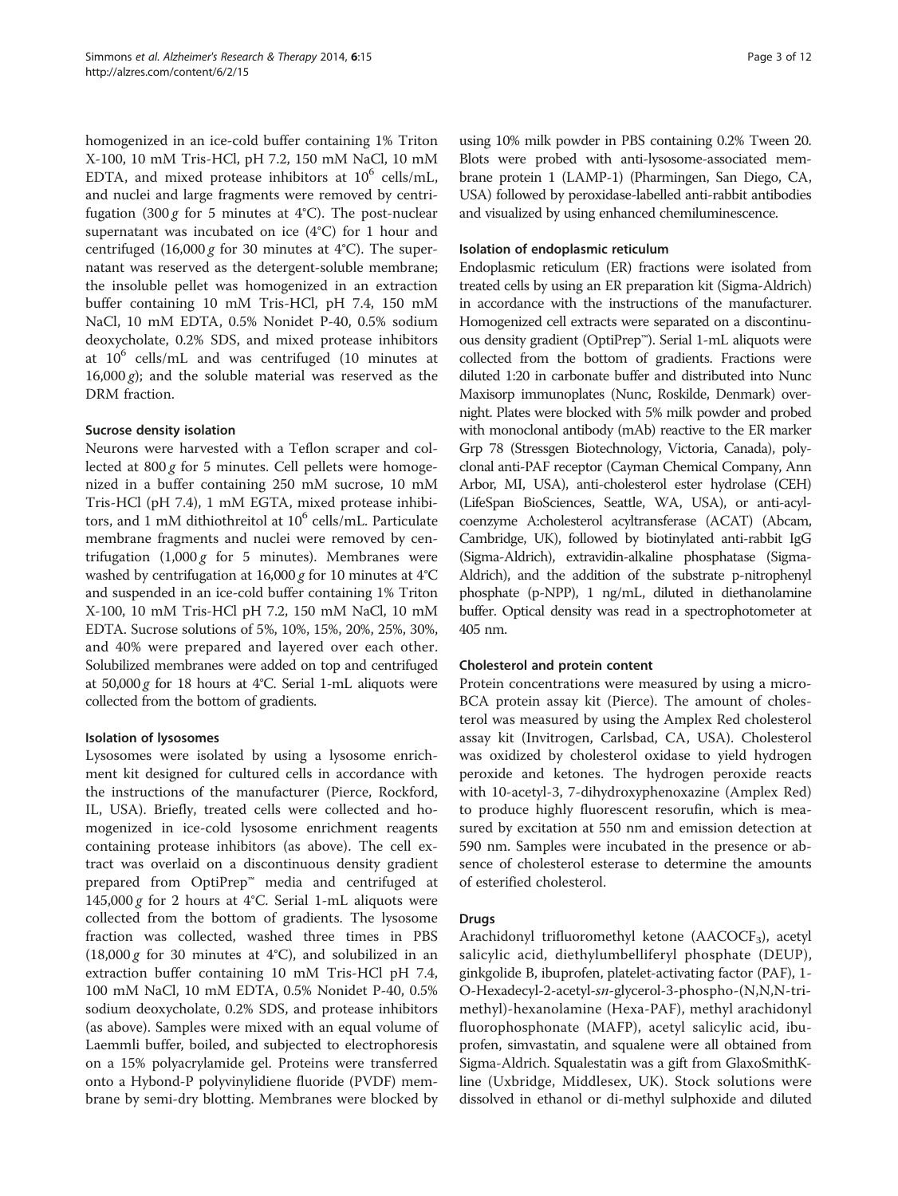homogenized in an ice-cold buffer containing 1% Triton X-100, 10 mM Tris-HCl, pH 7.2, 150 mM NaCl, 10 mM EDTA, and mixed protease inhibitors at $10^6$ cells/mL, and nuclei and large fragments were removed by centrifugation (300 *g* for 5 minutes at 4°C). The post-nuclear supernatant was incubated on ice (4°C) for 1 hour and centrifuged (16,000 *g* for 30 minutes at 4°C). The supernatant was reserved as the detergent-soluble membrane; the insoluble pellet was homogenized in an extraction buffer containing 10 mM Tris-HCl, pH 7.4, 150 mM NaCl, 10 mM EDTA, 0.5% Nonidet P-40, 0.5% sodium deoxycholate, 0.2% SDS, and mixed protease inhibitors at $10^6$ cells/mL and was centrifuged (10 minutes at 16,000 *g*); and the soluble material was reserved as the DRM fraction.

#### Sucrose density isolation

Neurons were harvested with a Teflon scraper and collected at 800 *g* for 5 minutes. Cell pellets were homogenized in a buffer containing 250 mM sucrose, 10 mM Tris-HCl (pH 7.4), 1 mM EGTA, mixed protease inhibitors, and 1 mM dithiothreitol at $10^6$ cells/mL. Particulate membrane fragments and nuclei were removed by centrifugation (1,000 *g* for 5 minutes). Membranes were washed by centrifugation at 16,000 *g* for 10 minutes at 4°C and suspended in an ice-cold buffer containing 1% Triton X-100, 10 mM Tris-HCl pH 7.2, 150 mM NaCl, 10 mM EDTA. Sucrose solutions of 5%, 10%, 15%, 20%, 25%, 30%, and 40% were prepared and layered over each other. Solubilized membranes were added on top and centrifuged at 50,000 *g* for 18 hours at 4°C. Serial 1-mL aliquots were collected from the bottom of gradients.

#### Isolation of lysosomes

Lysosomes were isolated by using a lysosome enrichment kit designed for cultured cells in accordance with the instructions of the manufacturer (Pierce, Rockford, IL, USA). Briefly, treated cells were collected and homogenized in ice-cold lysosome enrichment reagents containing protease inhibitors (as above). The cell extract was overlaid on a discontinuous density gradient prepared from OptiPrep™ media and centrifuged at 145,000 *g* for 2 hours at 4°C. Serial 1-mL aliquots were collected from the bottom of gradients. The lysosome fraction was collected, washed three times in PBS (18,000 *g* for 30 minutes at 4°C), and solubilized in an extraction buffer containing 10 mM Tris-HCl pH 7.4, 100 mM NaCl, 10 mM EDTA, 0.5% Nonidet P-40, 0.5% sodium deoxycholate, 0.2% SDS, and protease inhibitors (as above). Samples were mixed with an equal volume of Laemmli buffer, boiled, and subjected to electrophoresis on a 15% polyacrylamide gel. Proteins were transferred onto a Hybond-P polyvinylidiene fluoride (PVDF) membrane by semi-dry blotting. Membranes were blocked by using 10% milk powder in PBS containing 0.2% Tween 20. Blots were probed with anti-lysosome-associated membrane protein 1 (LAMP-1) (Pharmingen, San Diego, CA, USA) followed by peroxidase-labelled anti-rabbit antibodies and visualized by using enhanced chemiluminescence.

#### Isolation of endoplasmic reticulum

Endoplasmic reticulum (ER) fractions were isolated from treated cells by using an ER preparation kit (Sigma-Aldrich) in accordance with the instructions of the manufacturer. Homogenized cell extracts were separated on a discontinuous density gradient (OptiPrep™). Serial 1-mL aliquots were collected from the bottom of gradients. Fractions were diluted 1:20 in carbonate buffer and distributed into Nunc Maxisorp immunoplates (Nunc, Roskilde, Denmark) overnight. Plates were blocked with 5% milk powder and probed with monoclonal antibody (mAb) reactive to the ER marker Grp 78 (Stressgen Biotechnology, Victoria, Canada), polyclonal anti-PAF receptor (Cayman Chemical Company, Ann Arbor, MI, USA), anti-cholesterol ester hydrolase (CEH) (LifeSpan BioSciences, Seattle, WA, USA), or anti-acyl-coenzyme A:cholesterol acyltransferase (ACAT) (Abcam, Cambridge, UK), followed by biotinylated anti-rabbit IgG (Sigma-Aldrich), extravidin-alkaline phosphatase (Sigma-Aldrich), and the addition of the substrate p-nitrophenyl phosphate (p-NPP), 1 ng/mL, diluted in diethanolamine buffer. Optical density was read in a spectrophotometer at 405 nm.

#### Cholesterol and protein content

Protein concentrations were measured by using a micro-BCA protein assay kit (Pierce). The amount of cholesterol was measured by using the Amplex Red cholesterol assay kit (Invitrogen, Carlsbad, CA, USA). Cholesterol was oxidized by cholesterol oxidase to yield hydrogen peroxide and ketones. The hydrogen peroxide reacts with 10-acetyl-3, 7-dihydroxyphenoxazine (Amplex Red) to produce highly fluorescent resorufin, which is measured by excitation at 550 nm and emission detection at 590 nm. Samples were incubated in the presence or absence of cholesterol esterase to determine the amounts of esterified cholesterol.

#### Drugs

Arachidonyl trifluoromethyl ketone ($AACOCF_3$), acetyl salicylic acid, diethylumbelliferyl phosphate (DEUP), ginkgolide B, ibuprofen, platelet-activating factor (PAF), 1-O-Hexadecyl-2-acetyl-*sn*-glycerol-3-phospho-(N,N,N-trimethyl)-hexanolamine (Hexa-PAF), methyl arachidonyl fluorophosphonate (MAFP), acetyl salicylic acid, ibuprofen, simvastatin, and squalene were all obtained from Sigma-Aldrich. Squalestatin was a gift from GlaxoSmithKline (Uxbridge, Middlesex, UK). Stock solutions were dissolved in ethanol or di-methyl sulphoxide and diluted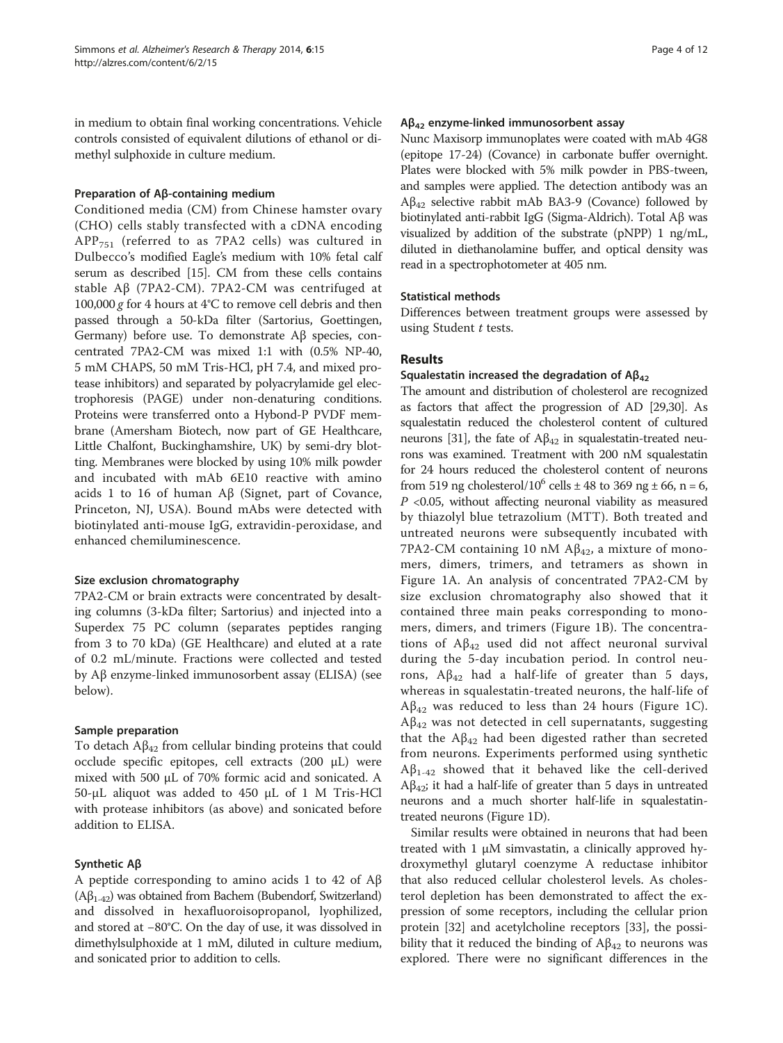in medium to obtain final working concentrations. Vehicle controls consisted of equivalent dilutions of ethanol or dimethyl sulphoxide in culture medium.

#### Preparation of Aβ-containing medium

Conditioned media (CM) from Chinese hamster ovary (CHO) cells stably transfected with a cDNA encoding $APP_{751}$ (referred to as 7PA2 cells) was cultured in Dulbecco's modified Eagle's medium with 10% fetal calf serum as described [15]. CM from these cells contains stable Aβ (7PA2-CM). 7PA2-CM was centrifuged at 100,000 *g* for 4 hours at 4°C to remove cell debris and then passed through a 50-kDa filter (Sartorius, Goettingen, Germany) before use. To demonstrate Aβ species, concentrated 7PA2-CM was mixed 1:1 with (0.5% NP-40, 5 mM CHAPS, 50 mM Tris-HCl, pH 7.4, and mixed protease inhibitors) and separated by polyacrylamide gel electrophoresis (PAGE) under non-denaturing conditions. Proteins were transferred onto a Hybond-P PVDF membrane (Amersham Biotech, now part of GE Healthcare, Little Chalfont, Buckinghamshire, UK) by semi-dry blotting. Membranes were blocked by using 10% milk powder and incubated with mAb 6E10 reactive with amino acids 1 to 16 of human Aβ (Signet, part of Covance, Princeton, NJ, USA). Bound mAbs were detected with biotinylated anti-mouse IgG, extravidin-peroxidase, and enhanced chemiluminescence.

#### Size exclusion chromatography

7PA2-CM or brain extracts were concentrated by desalting columns (3-kDa filter; Sartorius) and injected into a Superdex 75 PC column (separates peptides ranging from 3 to 70 kDa) (GE Healthcare) and eluted at a rate of 0.2 mL/minute. Fractions were collected and tested by Aβ enzyme-linked immunosorbent assay (ELISA) (see below).

#### Sample preparation

To detach $Aβ_{42}$ from cellular binding proteins that could occlude specific epitopes, cell extracts (200 μL) were mixed with 500 μL of 70% formic acid and sonicated. A 50-μL aliquot was added to 450 μL of 1 M Tris-HCl with protease inhibitors (as above) and sonicated before addition to ELISA.

#### Synthetic Aβ

A peptide corresponding to amino acids 1 to 42 of Aβ ($Aβ_{1-42}$) was obtained from Bachem (Bubendorf, Switzerland) and dissolved in hexafluoroisopropanol, lyophilized, and stored at −80°C. On the day of use, it was dissolved in dimethylsulphoxide at 1 mM, diluted in culture medium, and sonicated prior to addition to cells.

#### $Aβ_{42}$ enzyme-linked immunosorbent assay

Nunc Maxisorp immunoplates were coated with mAb 4G8 (epitope 17-24) (Covance) in carbonate buffer overnight. Plates were blocked with 5% milk powder in PBS-tween, and samples were applied. The detection antibody was an $Aβ_{42}$ selective rabbit mAb BA3-9 (Covance) followed by biotinylated anti-rabbit IgG (Sigma-Aldrich). Total Aβ was visualized by addition of the substrate (pNPP) 1 ng/mL, diluted in diethanolamine buffer, and optical density was read in a spectrophotometer at 405 nm.

#### Statistical methods

Differences between treatment groups were assessed by using Student *t* tests.

## Results

#### Squalestatin increased the degradation of $Aβ_{42}$

The amount and distribution of cholesterol are recognized as factors that affect the progression of AD [29,30]. As squalestatin reduced the cholesterol content of cultured neurons [31], the fate of $Aβ_{42}$ in squalestatin-treated neurons was examined. Treatment with 200 nM squalestatin for 24 hours reduced the cholesterol content of neurons from 519 ng cholesterol/$10^6$ cells ± 48 to 369 ng ± 66, n = 6, $P < 0.05$, without affecting neuronal viability as measured by thiazolyl blue tetrazolium (MTT). Both treated and untreated neurons were subsequently incubated with 7PA2-CM containing 10 nM $Aβ_{42}$, a mixture of monomers, dimers, trimers, and tetramers as shown in Figure 1A. An analysis of concentrated 7PA2-CM by size exclusion chromatography also showed that it contained three main peaks corresponding to monomers, dimers, and trimers (Figure 1B). The concentrations of $Aβ_{42}$ used did not affect neuronal survival during the 5-day incubation period. In control neurons, $Aβ_{42}$ had a half-life of greater than 5 days, whereas in squalestatin-treated neurons, the half-life of $Aβ_{42}$ was reduced to less than 24 hours (Figure 1C). $Aβ_{42}$ was not detected in cell supernatants, suggesting that the $Aβ_{42}$ had been digested rather than secreted from neurons. Experiments performed using synthetic $Aβ_{1-42}$ showed that it behaved like the cell-derived $Aβ_{42}$; it had a half-life of greater than 5 days in untreated neurons and a much shorter half-life in squalestatin-treated neurons (Figure 1D).

Similar results were obtained in neurons that had been treated with 1 μM simvastatin, a clinically approved hydroxymethyl glutaryl coenzyme A reductase inhibitor that also reduced cellular cholesterol levels. As cholesterol depletion has been demonstrated to affect the expression of some receptors, including the cellular prion protein [32] and acetylcholine receptors [33], the possibility that it reduced the binding of $Aβ_{42}$ to neurons was explored. There were no significant differences in the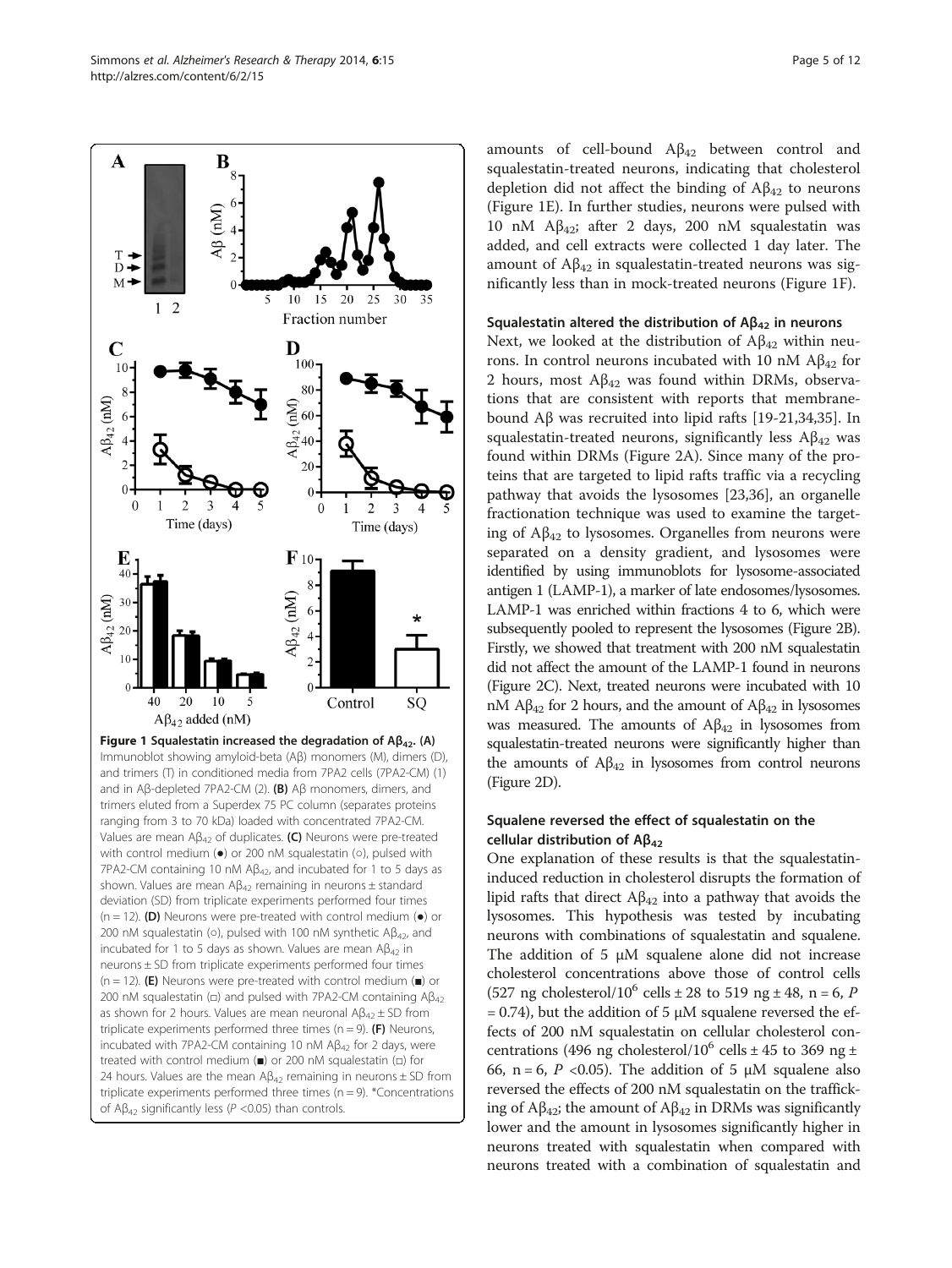**Figure 1 Squalestatin increased the degradation of $A\beta_{42}$. (A)** Immunoblot showing amyloid-beta (Aβ) monomers (M), dimers (D), and trimers (T) in conditioned media from 7PA2 cells (7PA2-CM) (1) and in Aβ-depleted 7PA2-CM (2). **(B)** Aβ monomers, dimers, and trimers eluted from a Superdex 75 PC column (separates proteins ranging from 3 to 70 kDa) loaded with concentrated 7PA2-CM. Values are mean $A\beta_{42}$ of duplicates. **(C)** Neurons were pre-treated with control medium (●) or 200 nM squalestatin (○), pulsed with 7PA2-CM containing 10 nM $A\beta_{42}$, and incubated for 1 to 5 days as shown. Values are mean $A\beta_{42}$ remaining in neurons ± standard deviation (SD) from triplicate experiments performed four times (n = 12). **(D)** Neurons were pre-treated with control medium (●) or 200 nM squalestatin (○), pulsed with 100 nM synthetic $A\beta_{42}$, and incubated for 1 to 5 days as shown. Values are mean $A\beta_{42}$ in neurons ± SD from triplicate experiments performed four times (n = 12). **(E)** Neurons were pre-treated with control medium (■) or 200 nM squalestatin (□) and pulsed with 7PA2-CM containing $A\beta_{42}$ as shown for 2 hours. Values are mean neuronal $A\beta_{42}$ ± SD from triplicate experiments performed three times (n = 9). **(F)** Neurons, incubated with 7PA2-CM containing 10 nM $A\beta_{42}$ for 2 days, were treated with control medium (■) or 200 nM squalestatin (□) for 24 hours. Values are the mean $A\beta_{42}$ remaining in neurons ± SD from triplicate experiments performed three times (n = 9). *Concentrations of $A\beta_{42}$ significantly less ($P$ <0.05) than controls.

amounts of cell-bound $A\beta_{42}$ between control and squalestatin-treated neurons, indicating that cholesterol depletion did not affect the binding of $A\beta_{42}$ to neurons (Figure 1E). In further studies, neurons were pulsed with 10 nM $A\beta_{42}$; after 2 days, 200 nM squalestatin was added, and cell extracts were collected 1 day later. The amount of $A\beta_{42}$ in squalestatin-treated neurons was significantly less than in mock-treated neurons (Figure 1F).

### Squalestatin altered the distribution of $A\beta_{42}$ in neurons

Next, we looked at the distribution of $A\beta_{42}$ within neurons. In control neurons incubated with 10 nM $A\beta_{42}$ for 2 hours, most $A\beta_{42}$ was found within DRMs, observations that are consistent with reports that membrane-bound Aβ was recruited into lipid rafts [19-21,34,35]. In squalestatin-treated neurons, significantly less $A\beta_{42}$ was found within DRMs (Figure 2A). Since many of the proteins that are targeted to lipid rafts traffic via a recycling pathway that avoids the lysosomes [23,36], an organelle fractionation technique was used to examine the targeting of $A\beta_{42}$ to lysosomes. Organelles from neurons were separated on a density gradient, and lysosomes were identified by using immunoblots for lysosome-associated antigen 1 (LAMP-1), a marker of late endosomes/lysosomes. LAMP-1 was enriched within fractions 4 to 6, which were subsequently pooled to represent the lysosomes (Figure 2B). Firstly, we showed that treatment with 200 nM squalestatin did not affect the amount of the LAMP-1 found in neurons (Figure 2C). Next, treated neurons were incubated with 10 nM $A\beta_{42}$ for 2 hours, and the amount of $A\beta_{42}$ in lysosomes was measured. The amounts of $A\beta_{42}$ in lysosomes from squalestatin-treated neurons were significantly higher than the amounts of $A\beta_{42}$ in lysosomes from control neurons (Figure 2D).

### Squalene reversed the effect of squalestatin on the cellular distribution of $A\beta_{42}$

One explanation of these results is that the squalestatin-induced reduction in cholesterol disrupts the formation of lipid rafts that direct $A\beta_{42}$ into a pathway that avoids the lysosomes. This hypothesis was tested by incubating neurons with combinations of squalestatin and squalene. The addition of 5 μM squalene alone did not increase cholesterol concentrations above those of control cells (527 ng cholesterol/$10^6$ cells ± 28 to 519 ng ± 48, n = 6, $P$ = 0.74), but the addition of 5 μM squalene reversed the effects of 200 nM squalestatin on cellular cholesterol concentrations (496 ng cholesterol/$10^6$ cells ± 45 to 369 ng ± 66, n = 6, $P$ <0.05). The addition of 5 μM squalene also reversed the effects of 200 nM squalestatin on the trafficking of $A\beta_{42}$; the amount of $A\beta_{42}$ in DRMs was significantly lower and the amount in lysosomes significantly higher in neurons treated with squalestatin when compared with neurons treated with a combination of squalestatin and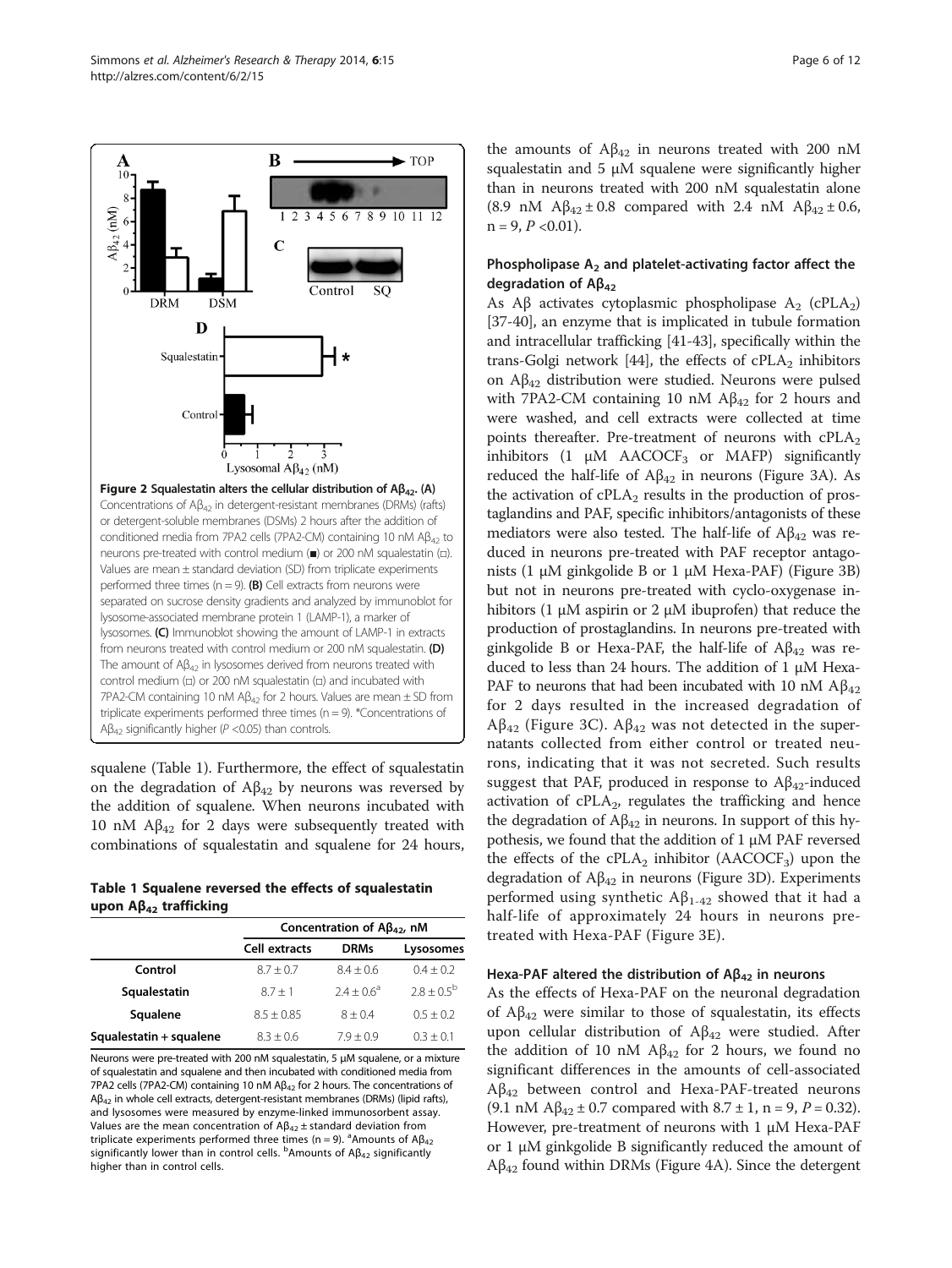Figure 2 Squalestatin alters the cellular distribution of $A\beta_{42}$. (A) Concentrations of $A\beta_{42}$ in detergent-resistant membranes (DRMs) (rafts) or detergent-soluble membranes (DSMs) 2 hours after the addition of conditioned media from 7PA2 cells (7PA2-CM) containing 10 nM $A\beta_{42}$ to neurons pre-treated with control medium (■) or 200 nM squalestatin (□). Values are mean ± standard deviation (SD) from triplicate experiments performed three times (n = 9). (B) Cell extracts from neurons were separated on sucrose density gradients and analyzed by immunoblot for lysosome-associated membrane protein 1 (LAMP-1), a marker of lysosomes. (C) Immunoblot showing the amount of LAMP-1 in extracts from neurons treated with control medium or 200 nM squalestatin. (D) The amount of $A\beta_{42}$ in lysosomes derived from neurons treated with control medium (□) or 200 nM squalestatin (□) and incubated with 7PA2-CM containing 10 nM $A\beta_{42}$ for 2 hours. Values are mean ± SD from triplicate experiments performed three times (n = 9). *Concentrations of $A\beta_{42}$ significantly higher (P <0.05) than controls.

squalene (Table 1). Furthermore, the effect of squalestatin on the degradation of $A\beta_{42}$ by neurons was reversed by the addition of squalene. When neurons incubated with 10 nM $A\beta_{42}$ for 2 days were subsequently treated with combinations of squalestatin and squalene for 24 hours, the amounts of $A\beta_{42}$ in neurons treated with 200 nM squalestatin and 5 μM squalene were significantly higher than in neurons treated with 200 nM squalestatin alone (8.9 nM $A\beta_{42}$ ± 0.8 compared with 2.4 nM $A\beta_{42}$ ± 0.6, n = 9, $P$ <0.01).

**Table 1 Squalene reversed the effects of squalestatin upon $A\beta_{42}$ trafficking**

| | Concentration of $A\beta_{42}$, nM | | |
|---|---|---|---|
| | Cell extracts | DRMs | Lysosomes |
| Control | 8.7 ± 0.7 | 8.4 ± 0.6 | 0.4 ± 0.2 |
| Squalestatin | 8.7 ± 1 | 2.4 ± 0.6[a] | 2.8 ± 0.5[b] |
| Squalene | 8.5 ± 0.85 | 8 ± 0.4 | 0.5 ± 0.2 |
| Squalestatin + squalene | 8.3 ± 0.6 | 7.9 ± 0.9 | 0.3 ± 0.1 |

Neurons were pre-treated with 200 nM squalestatin, 5 μM squalene, or a mixture of squalestatin and squalene and then incubated with conditioned media from 7PA2 cells (7PA2-CM) containing 10 nM $A\beta_{42}$ for 2 hours. The concentrations of $A\beta_{42}$ in whole cell extracts, detergent-resistant membranes (DRMs) (lipid rafts), and lysosomes were measured by enzyme-linked immunosorbent assay. Values are the mean concentration of $A\beta_{42}$ ± standard deviation from triplicate experiments performed three times (n = 9). [a]Amounts of $A\beta_{42}$ significantly lower than in control cells. [b]Amounts of $A\beta_{42}$ significantly higher than in control cells.

### Phospholipase $A_2$ and platelet-activating factor affect the degradation of $A\beta_{42}$

As Aβ activates cytoplasmic phospholipase $A_2$ ($cPLA_2$) [37-40], an enzyme that is implicated in tubule formation and intracellular trafficking [41-43], specifically within the trans-Golgi network [44], the effects of $cPLA_2$ inhibitors on $A\beta_{42}$ distribution were studied. Neurons were pulsed with 7PA2-CM containing 10 nM $A\beta_{42}$ for 2 hours and were washed, and cell extracts were collected at time points thereafter. Pre-treatment of neurons with $cPLA_2$ inhibitors (1 μM $AACOCF_3$ or MAFP) significantly reduced the half-life of $A\beta_{42}$ in neurons (Figure 3A). As the activation of $cPLA_2$ results in the production of prostaglandins and PAF, specific inhibitors/antagonists of these mediators were also tested. The half-life of $A\beta_{42}$ was reduced in neurons pre-treated with PAF receptor antagonists (1 μM ginkgolide B or 1 μM Hexa-PAF) (Figure 3B) but not in neurons pre-treated with cyclo-oxygenase inhibitors (1 μM aspirin or 2 μM ibuprofen) that reduce the production of prostaglandins. In neurons pre-treated with ginkgolide B or Hexa-PAF, the half-life of $A\beta_{42}$ was reduced to less than 24 hours. The addition of 1 μM Hexa-PAF to neurons that had been incubated with 10 nM $A\beta_{42}$ for 2 days resulted in the increased degradation of $A\beta_{42}$ (Figure 3C). $A\beta_{42}$ was not detected in the supernatants collected from either control or treated neurons, indicating that it was not secreted. Such results suggest that PAF, produced in response to $A\beta_{42}$-induced activation of $cPLA_2$, regulates the trafficking and hence the degradation of $A\beta_{42}$ in neurons. In support of this hypothesis, we found that the addition of 1 μM PAF reversed the effects of the $cPLA_2$ inhibitor ($AACOCF_3$) upon the degradation of $A\beta_{42}$ in neurons (Figure 3D). Experiments performed using synthetic $A\beta_{1-42}$ showed that it had a half-life of approximately 24 hours in neurons pre-treated with Hexa-PAF (Figure 3E).

### Hexa-PAF altered the distribution of $A\beta_{42}$ in neurons

As the effects of Hexa-PAF on the neuronal degradation of $A\beta_{42}$ were similar to those of squalestatin, its effects upon cellular distribution of $A\beta_{42}$ were studied. After the addition of 10 nM $A\beta_{42}$ for 2 hours, we found no significant differences in the amounts of cell-associated $A\beta_{42}$ between control and Hexa-PAF-treated neurons (9.1 nM $A\beta_{42}$ ± 0.7 compared with 8.7 ± 1, n = 9, $P$ = 0.32). However, pre-treatment of neurons with 1 μM Hexa-PAF or 1 μM ginkgolide B significantly reduced the amount of $A\beta_{42}$ found within DRMs (Figure 4A). Since the detergent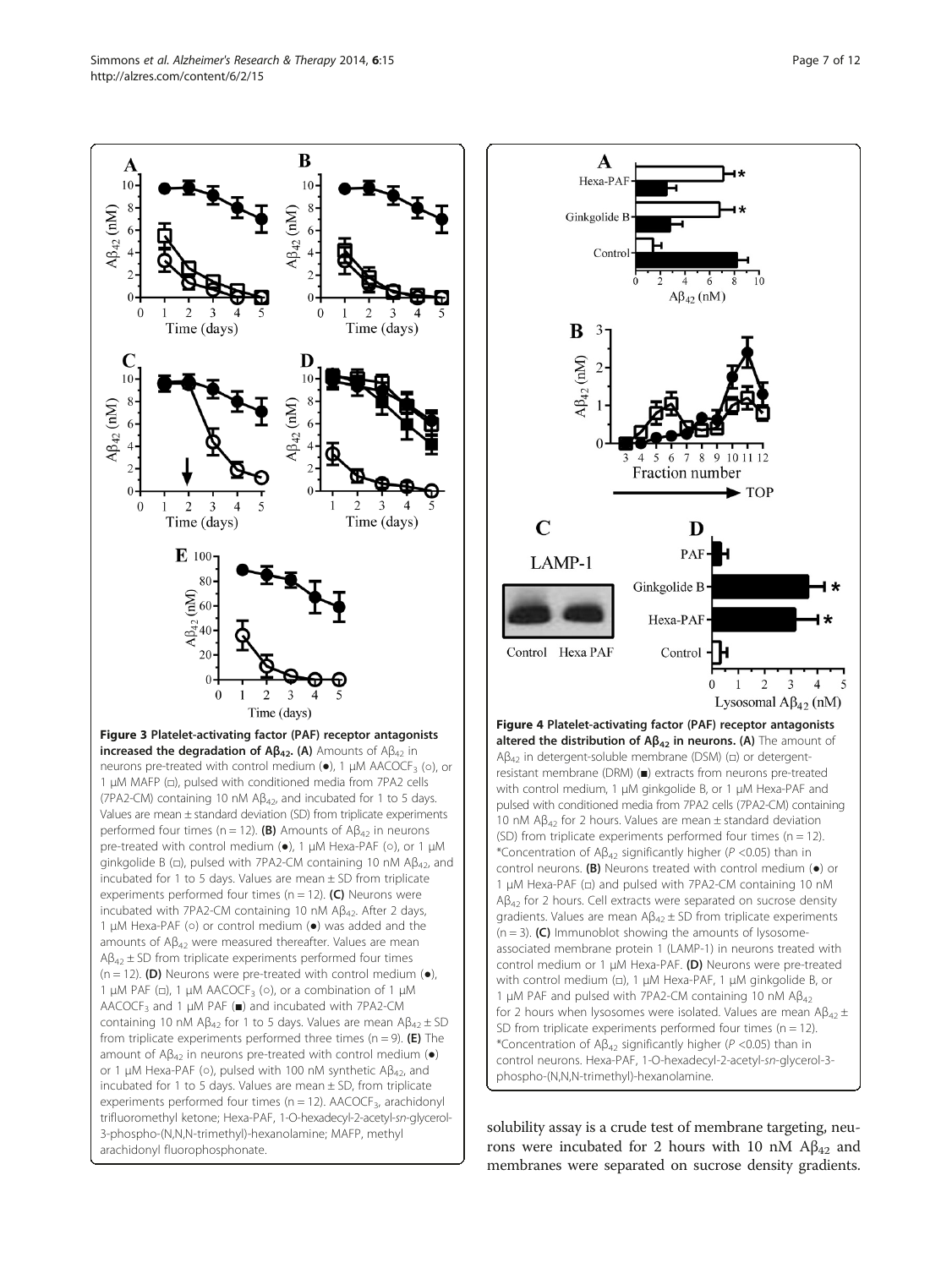**Figure 3 Platelet-activating factor (PAF) receptor antagonists increased the degradation of A$\beta_{42}$.** **(A)** Amounts of A$\beta_{42}$ in neurons pre-treated with control medium (●), 1 μM AACOCF$_3$ (○), or 1 μM MAFP (□), pulsed with conditioned media from 7PA2 cells (7PA2-CM) containing 10 nM A$\beta_{42}$, and incubated for 1 to 5 days. Values are mean ± standard deviation (SD) from triplicate experiments performed four times (n = 12). **(B)** Amounts of A$\beta_{42}$ in neurons pre-treated with control medium (●), 1 μM Hexa-PAF (○), or 1 μM ginkgolide B (□), pulsed with 7PA2-CM containing 10 nM A$\beta_{42}$, and incubated for 1 to 5 days. Values are mean ± SD from triplicate experiments performed four times (n = 12). **(C)** Neurons were incubated with 7PA2-CM containing 10 nM A$\beta_{42}$. After 2 days, 1 μM Hexa-PAF (○) or control medium (●) was added and the amounts of A$\beta_{42}$ were measured thereafter. Values are mean A$\beta_{42}$ ± SD from triplicate experiments performed four times (n = 12). **(D)** Neurons were pre-treated with control medium (●), 1 μM PAF (□), 1 μM AACOCF$_3$ (○), or a combination of 1 μM AACOCF$_3$ and 1 μM PAF (■) and incubated with 7PA2-CM containing 10 nM A$\beta_{42}$ for 1 to 5 days. Values are mean A$\beta_{42}$ ± SD from triplicate experiments performed three times (n = 9). **(E)** The amount of A$\beta_{42}$ in neurons pre-treated with control medium (●) or 1 μM Hexa-PAF (○), pulsed with 100 nM synthetic A$\beta_{42}$, and incubated for 1 to 5 days. Values are mean ± SD, from triplicate experiments performed four times (n = 12). AACOCF$_3$, arachidonyl trifluoromethyl ketone; Hexa-PAF, 1-O-hexadecyl-2-acetyl-*sn*-glycerol-3-phospho-(N,N,N-trimethyl)-hexanolamine; MAFP, methyl arachidonyl fluorophosphonate.

**Figure 4 Platelet-activating factor (PAF) receptor antagonists altered the distribution of A$\beta_{42}$ in neurons.** **(A)** The amount of A$\beta_{42}$ in detergent-soluble membrane (DSM) (□) or detergent-resistant membrane (DRM) (■) extracts from neurons pre-treated with control medium, 1 μM ginkgolide B, or 1 μM Hexa-PAF and pulsed with conditioned media from 7PA2 cells (7PA2-CM) containing 10 nM A$\beta_{42}$ for 2 hours. Values are mean ± standard deviation (SD) from triplicate experiments performed four times (n = 12). *Concentration of A$\beta_{42}$ significantly higher ($P$ <0.05) than in control neurons. **(B)** Neurons treated with control medium (●) or 1 μM Hexa-PAF (□) and pulsed with 7PA2-CM containing 10 nM A$\beta_{42}$ for 2 hours. Cell extracts were separated on sucrose density gradients. Values are mean A$\beta_{42}$ ± SD from triplicate experiments (n = 3). **(C)** Immunoblot showing the amounts of lysosome-associated membrane protein 1 (LAMP-1) in neurons treated with control medium or 1 μM Hexa-PAF. **(D)** Neurons were pre-treated with control medium (□), 1 μM Hexa-PAF, 1 μM ginkgolide B, or 1 μM PAF and pulsed with 7PA2-CM containing 10 nM A$\beta_{42}$ for 2 hours when lysosomes were isolated. Values are mean A$\beta_{42}$ ± SD from triplicate experiments performed four times (n = 12). *Concentration of A$\beta_{42}$ significantly higher ($P$ <0.05) than in control neurons. Hexa-PAF, 1-O-hexadecyl-2-acetyl-*sn*-glycerol-3-phospho-(N,N,N-trimethyl)-hexanolamine.

solubility assay is a crude test of membrane targeting, neurons were incubated for 2 hours with 10 nM A$\beta_{42}$ and membranes were separated on sucrose density gradients.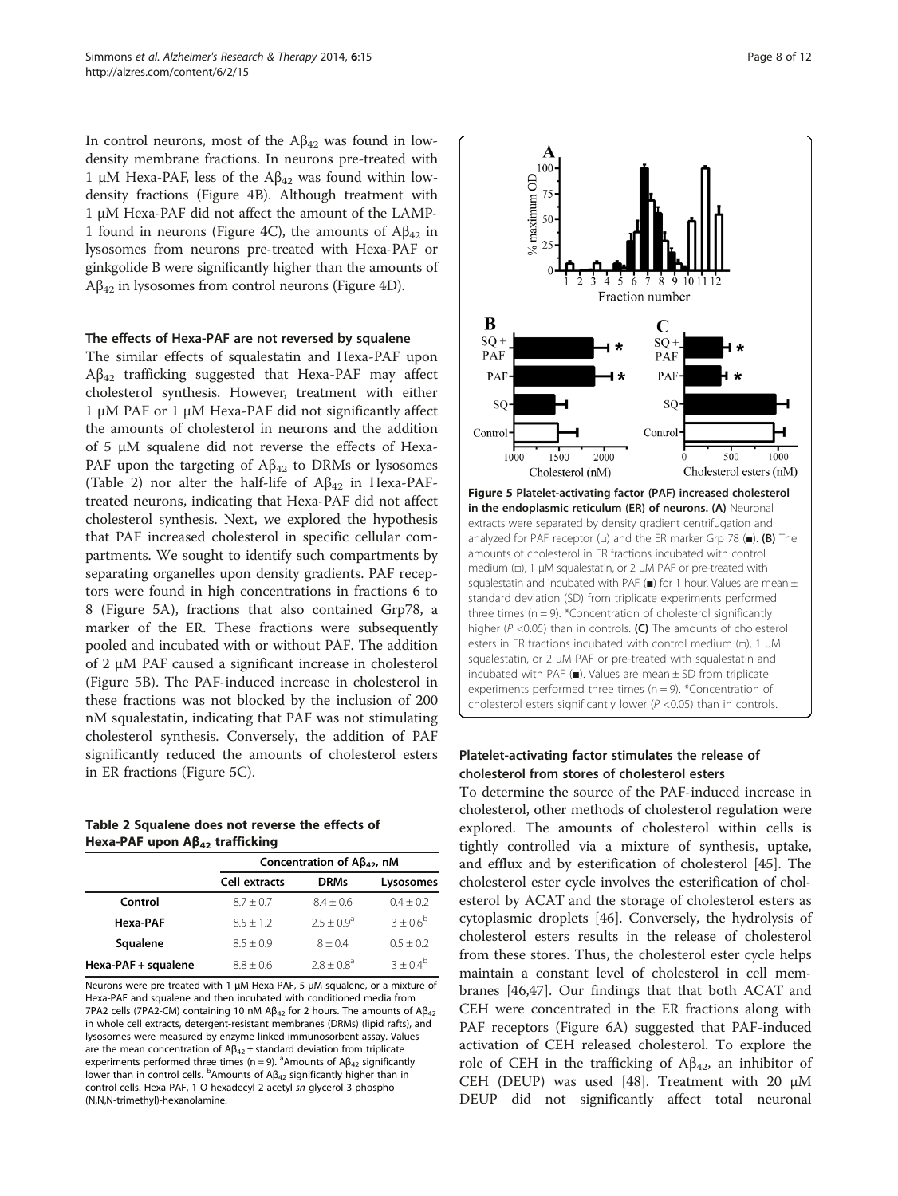In control neurons, most of the $A\beta_{42}$ was found in low-density membrane fractions. In neurons pre-treated with 1 μM Hexa-PAF, less of the $A\beta_{42}$ was found within low-density fractions (Figure 4B). Although treatment with 1 μM Hexa-PAF did not affect the amount of the LAMP-1 found in neurons (Figure 4C), the amounts of $A\beta_{42}$ in lysosomes from neurons pre-treated with Hexa-PAF or ginkgolide B were significantly higher than the amounts of $A\beta_{42}$ in lysosomes from control neurons (Figure 4D).

### The effects of Hexa-PAF are not reversed by squalene

The similar effects of squalestatin and Hexa-PAF upon $A\beta_{42}$ trafficking suggested that Hexa-PAF may affect cholesterol synthesis. However, treatment with either 1 μM PAF or 1 μM Hexa-PAF did not significantly affect the amounts of cholesterol in neurons and the addition of 5 μM squalene did not reverse the effects of Hexa-PAF upon the targeting of $A\beta_{42}$ to DRMs or lysosomes (Table 2) nor alter the half-life of $A\beta_{42}$ in Hexa-PAF-treated neurons, indicating that Hexa-PAF did not affect cholesterol synthesis. Next, we explored the hypothesis that PAF increased cholesterol in specific cellular compartments. We sought to identify such compartments by separating organelles upon density gradients. PAF receptors were found in high concentrations in fractions 6 to 8 (Figure 5A), fractions that also contained Grp78, a marker of the ER. These fractions were subsequently pooled and incubated with or without PAF. The addition of 2 μM PAF caused a significant increase in cholesterol (Figure 5B). The PAF-induced increase in cholesterol in these fractions was not blocked by the inclusion of 200 nM squalestatin, indicating that PAF was not stimulating cholesterol synthesis. Conversely, the addition of PAF significantly reduced the amounts of cholesterol esters in ER fractions (Figure 5C).

**Table 2 Squalene does not reverse the effects of Hexa-PAF upon $A\beta_{42}$ trafficking**

| | Concentration of $A\beta_{42}$, nM | | |
|---|---|---|---|
| | Cell extracts | DRMs | Lysosomes |
| **Control** | 8.7 ± 0.7 | 8.4 ± 0.6 | 0.4 ± 0.2 |
| **Hexa-PAF** | 8.5 ± 1.2 | 2.5 ± 0.9[a] | 3 ± 0.6[b] |
| **Squalene** | 8.5 ± 0.9 | 8 ± 0.4 | 0.5 ± 0.2 |
| **Hexa-PAF + squalene** | 8.8 ± 0.6 | 2.8 ± 0.8[a] | 3 ± 0.4[b] |

Neurons were pre-treated with 1 μM Hexa-PAF, 5 μM squalene, or a mixture of Hexa-PAF and squalene and then incubated with conditioned media from 7PA2 cells (7PA2-CM) containing 10 nM $A\beta_{42}$ for 2 hours. The amounts of $A\beta_{42}$ in whole cell extracts, detergent-resistant membranes (DRMs) (lipid rafts), and lysosomes were measured by enzyme-linked immunosorbent assay. Values are the mean concentration of $A\beta_{42}$ ± standard deviation from triplicate experiments performed three times (n = 9). [a]Amounts of $A\beta_{42}$ significantly lower than in control cells. [b]Amounts of $A\beta_{42}$ significantly higher than in control cells. Hexa-PAF, 1-O-hexadecyl-2-acetyl-*sn*-glycerol-3-phospho-(N,N,N-trimethyl)-hexanolamine.

**Figure 5 Platelet-activating factor (PAF) increased cholesterol in the endoplasmic reticulum (ER) of neurons. (A)** Neuronal extracts were separated by density gradient centrifugation and analyzed for PAF receptor (□) and the ER marker Grp 78 (■). **(B)** The amounts of cholesterol in ER fractions incubated with control medium (□), 1 μM squalestatin, or 2 μM PAF or pre-treated with squalestatin and incubated with PAF (■) for 1 hour. Values are mean ± standard deviation (SD) from triplicate experiments performed three times (n = 9). *Concentration of cholesterol significantly higher ($P$ <0.05) than in controls. **(C)** The amounts of cholesterol esters in ER fractions incubated with control medium (□), 1 μM squalestatin, or 2 μM PAF or pre-treated with squalestatin and incubated with PAF (■). Values are mean ± SD from triplicate experiments performed three times (n = 9). *Concentration of cholesterol esters significantly lower ($P$ <0.05) than in controls.

### Platelet-activating factor stimulates the release of cholesterol from stores of cholesterol esters

To determine the source of the PAF-induced increase in cholesterol, other methods of cholesterol regulation were explored. The amounts of cholesterol within cells is tightly controlled via a mixture of synthesis, uptake, and efflux and by esterification of cholesterol [45]. The cholesterol ester cycle involves the esterification of cholesterol by ACAT and the storage of cholesterol esters as cytoplasmic droplets [46]. Conversely, the hydrolysis of cholesterol esters results in the release of cholesterol from these stores. Thus, the cholesterol ester cycle helps maintain a constant level of cholesterol in cell membranes [46,47]. Our findings that that both ACAT and CEH were concentrated in the ER fractions along with PAF receptors (Figure 6A) suggested that PAF-induced activation of CEH released cholesterol. To explore the role of CEH in the trafficking of $A\beta_{42}$, an inhibitor of CEH (DEUP) was used [48]. Treatment with 20 μM DEUP did not significantly affect total neuronal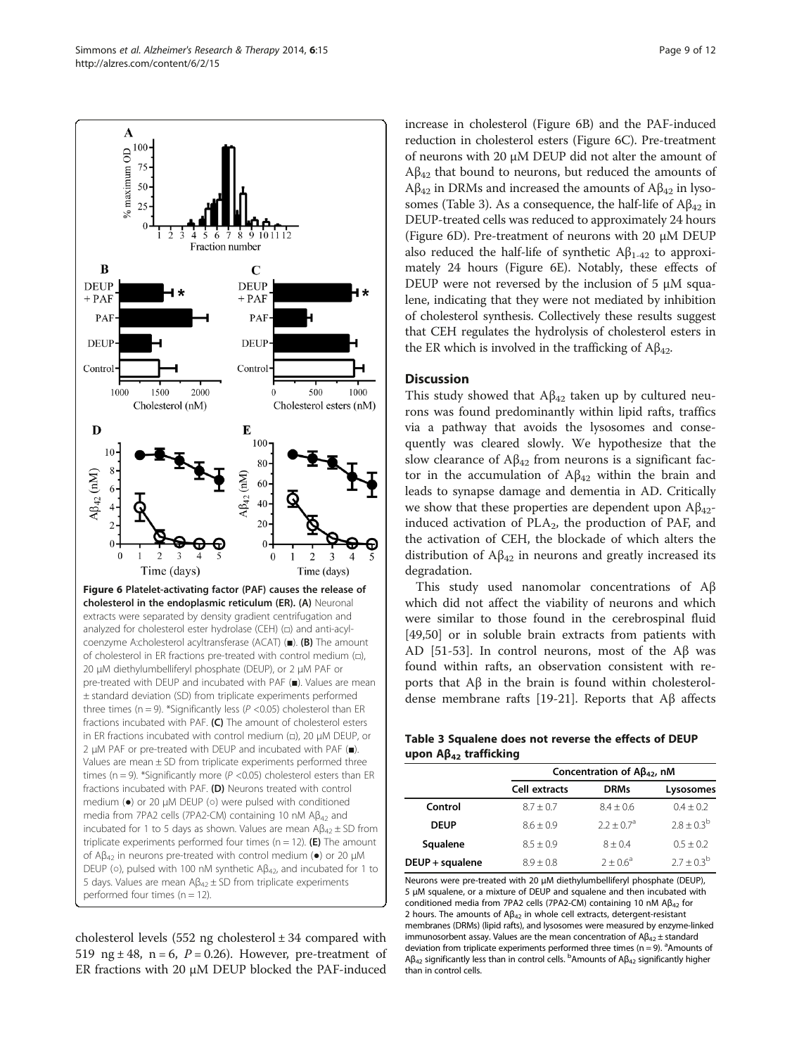**Figure 6 Platelet-activating factor (PAF) causes the release of cholesterol in the endoplasmic reticulum (ER). (A)** Neuronal extracts were separated by density gradient centrifugation and analyzed for cholesterol ester hydrolase (CEH) (□) and anti-acyl-coenzyme A:cholesterol acyltransferase (ACAT) (■). **(B)** The amount of cholesterol in ER fractions pre-treated with control medium (□), 20 μM diethylumbelliferyl phosphate (DEUP), or 2 μM PAF or pre-treated with DEUP and incubated with PAF (■). Values are mean ± standard deviation (SD) from triplicate experiments performed three times (n = 9). *Significantly less ($P$ <0.05) cholesterol than ER fractions incubated with PAF. **(C)** The amount of cholesterol esters in ER fractions incubated with control medium (□), 20 μM DEUP, or 2 μM PAF or pre-treated with DEUP and incubated with PAF (■). Values are mean ± SD from triplicate experiments performed three times (n = 9). *Significantly more ($P$ <0.05) cholesterol esters than ER fractions incubated with PAF. **(D)** Neurons treated with control medium (●) or 20 μM DEUP (○) were pulsed with conditioned media from 7PA2 cells (7PA2-CM) containing 10 nM $A\beta_{42}$ and incubated for 1 to 5 days as shown. Values are mean $A\beta_{42}$ ± SD from triplicate experiments performed four times (n = 12). **(E)** The amount of $A\beta_{42}$ in neurons pre-treated with control medium (●) or 20 μM DEUP (○), pulsed with 100 nM synthetic $A\beta_{42}$, and incubated for 1 to 5 days. Values are mean $A\beta_{42}$ ± SD from triplicate experiments performed four times (n = 12).

cholesterol levels (552 ng cholesterol ± 34 compared with 519 ng ± 48, n = 6, $P$ = 0.26). However, pre-treatment of ER fractions with 20 μM DEUP blocked the PAF-induced increase in cholesterol (Figure 6B) and the PAF-induced reduction in cholesterol esters (Figure 6C). Pre-treatment of neurons with 20 μM DEUP did not alter the amount of $A\beta_{42}$ that bound to neurons, but reduced the amounts of $A\beta_{42}$ in DRMs and increased the amounts of $A\beta_{42}$ in lysosomes (Table 3). As a consequence, the half-life of $A\beta_{42}$ in DEUP-treated cells was reduced to approximately 24 hours (Figure 6D). Pre-treatment of neurons with 20 μM DEUP also reduced the half-life of synthetic $A\beta_{1-42}$ to approximately 24 hours (Figure 6E). Notably, these effects of DEUP were not reversed by the inclusion of 5 μM squalene, indicating that they were not mediated by inhibition of cholesterol synthesis. Collectively these results suggest that CEH regulates the hydrolysis of cholesterol esters in the ER which is involved in the trafficking of $A\beta_{42}$.

## Discussion

This study showed that $A\beta_{42}$ taken up by cultured neurons was found predominantly within lipid rafts, traffics via a pathway that avoids the lysosomes and consequently was cleared slowly. We hypothesize that the slow clearance of $A\beta_{42}$ from neurons is a significant factor in the accumulation of $A\beta_{42}$ within the brain and leads to synapse damage and dementia in AD. Critically we show that these properties are dependent upon $A\beta_{42}$-induced activation of $PLA_2$, the production of PAF, and the activation of CEH, the blockade of which alters the distribution of $A\beta_{42}$ in neurons and greatly increased its degradation.

This study used nanomolar concentrations of Aβ which did not affect the viability of neurons and which were similar to those found in the cerebrospinal fluid [49,50] or in soluble brain extracts from patients with AD [51-53]. In control neurons, most of the Aβ was found within rafts, an observation consistent with reports that Aβ in the brain is found within cholesterol-dense membrane rafts [19-21]. Reports that Aβ affects

**Table 3 Squalene does not reverse the effects of DEUP upon $A\beta_{42}$ trafficking**

| | Concentration of $A\beta_{42}$, nM | | |
|---|---|---|---|
| | Cell extracts | DRMs | Lysosomes |
| **Control** | 8.7 ± 0.7 | 8.4 ± 0.6 | 0.4 ± 0.2 |
| **DEUP** | 8.6 ± 0.9 | 2.2 ± 0.7[a] | 2.8 ± 0.3[b] |
| **Squalene** | 8.5 ± 0.9 | 8 ± 0.4 | 0.5 ± 0.2 |
| **DEUP + squalene** | 8.9 ± 0.8 | 2 ± 0.6[a] | 2.7 ± 0.3[b] |

Neurons were pre-treated with 20 μM diethylumbelliferyl phosphate (DEUP), 5 μM squalene, or a mixture of DEUP and squalene and then incubated with conditioned media from 7PA2 cells (7PA2-CM) containing 10 nM $A\beta_{42}$ for 2 hours. The amounts of $A\beta_{42}$ in whole cell extracts, detergent-resistant membranes (DRMs) (lipid rafts), and lysosomes were measured by enzyme-linked immunosorbent assay. Values are the mean concentration of $A\beta_{42}$ ± standard deviation from triplicate experiments performed three times (n = 9). [a]Amounts of $A\beta_{42}$ significantly less than in control cells. [b]Amounts of $A\beta_{42}$ significantly higher than in control cells.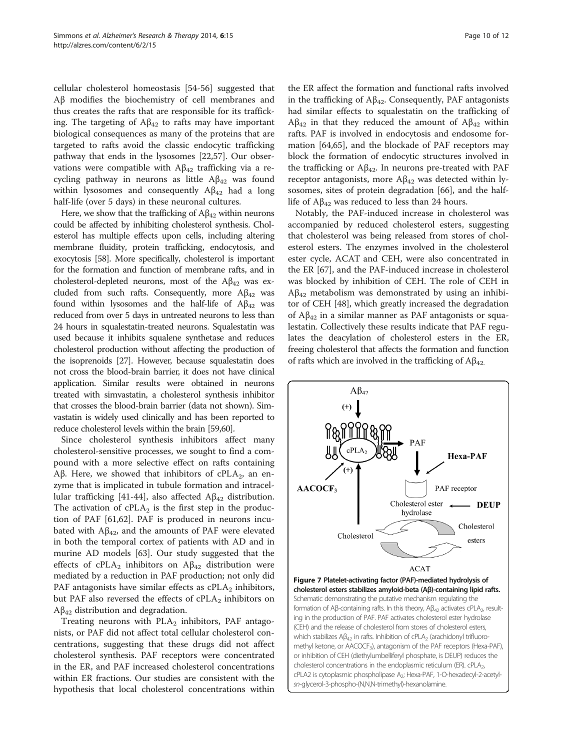cellular cholesterol homeostasis [54-56] suggested that Aβ modifies the biochemistry of cell membranes and thus creates the rafts that are responsible for its trafficking. The targeting of $A\beta_{42}$ to rafts may have important biological consequences as many of the proteins that are targeted to rafts avoid the classic endocytic trafficking pathway that ends in the lysosomes [22,57]. Our observations were compatible with $A\beta_{42}$ trafficking via a recycling pathway in neurons as little $A\beta_{42}$ was found within lysosomes and consequently $A\beta_{42}$ had a long half-life (over 5 days) in these neuronal cultures.

Here, we show that the trafficking of $A\beta_{42}$ within neurons could be affected by inhibiting cholesterol synthesis. Cholesterol has multiple effects upon cells, including altering membrane fluidity, protein trafficking, endocytosis, and exocytosis [58]. More specifically, cholesterol is important for the formation and function of membrane rafts, and in cholesterol-depleted neurons, most of the $A\beta_{42}$ was excluded from such rafts. Consequently, more $A\beta_{42}$ was found within lysosomes and the half-life of $A\beta_{42}$ was reduced from over 5 days in untreated neurons to less than 24 hours in squalestatin-treated neurons. Squalestatin was used because it inhibits squalene synthetase and reduces cholesterol production without affecting the production of the isoprenoids [27]. However, because squalestatin does not cross the blood-brain barrier, it does not have clinical application. Similar results were obtained in neurons treated with simvastatin, a cholesterol synthesis inhibitor that crosses the blood-brain barrier (data not shown). Simvastatin is widely used clinically and has been reported to reduce cholesterol levels within the brain [59,60].

Since cholesterol synthesis inhibitors affect many cholesterol-sensitive processes, we sought to find a compound with a more selective effect on rafts containing Aβ. Here, we showed that inhibitors of $cPLA_2$, an enzyme that is implicated in tubule formation and intracellular trafficking [41-44], also affected $A\beta_{42}$ distribution. The activation of $cPLA_2$ is the first step in the production of PAF [61,62]. PAF is produced in neurons incubated with $A\beta_{42}$, and the amounts of PAF were elevated in both the temporal cortex of patients with AD and in murine AD models [63]. Our study suggested that the effects of $cPLA_2$ inhibitors on $A\beta_{42}$ distribution were mediated by a reduction in PAF production; not only did PAF antagonists have similar effects as $cPLA_2$ inhibitors, but PAF also reversed the effects of $cPLA_2$ inhibitors on $A\beta_{42}$ distribution and degradation.

Treating neurons with $PLA_2$ inhibitors, PAF antagonists, or PAF did not affect total cellular cholesterol concentrations, suggesting that these drugs did not affect cholesterol synthesis. PAF receptors were concentrated in the ER, and PAF increased cholesterol concentrations within ER fractions. Our studies are consistent with the hypothesis that local cholesterol concentrations within the ER affect the formation and functional rafts involved in the trafficking of $A\beta_{42}$. Consequently, PAF antagonists had similar effects to squalestatin on the trafficking of $A\beta_{42}$ in that they reduced the amount of $A\beta_{42}$ within rafts. PAF is involved in endocytosis and endosome formation [64,65], and the blockade of PAF receptors may block the formation of endocytic structures involved in the trafficking or $A\beta_{42}$. In neurons pre-treated with PAF receptor antagonists, more $A\beta_{42}$ was detected within lysosomes, sites of protein degradation [66], and the half-life of $A\beta_{42}$ was reduced to less than 24 hours.

Notably, the PAF-induced increase in cholesterol was accompanied by reduced cholesterol esters, suggesting that cholesterol was being released from stores of cholesterol esters. The enzymes involved in the cholesterol ester cycle, ACAT and CEH, were also concentrated in the ER [67], and the PAF-induced increase in cholesterol was blocked by inhibition of CEH. The role of CEH in $A\beta_{42}$ metabolism was demonstrated by using an inhibitor of CEH [48], which greatly increased the degradation of $A\beta_{42}$ in a similar manner as PAF antagonists or squalestatin. Collectively these results indicate that PAF regulates the deacylation of cholesterol esters in the ER, freeing cholesterol that affects the formation and function of rafts which are involved in the trafficking of $A\beta_{42}$.

**Figure 7 Platelet-activating factor (PAF)-mediated hydrolysis of cholesterol esters stabilizes amyloid-beta (Aβ)-containing lipid rafts.** Schematic demonstrating the putative mechanism regulating the formation of Aβ-containing rafts. In this theory, $A\beta_{42}$ activates $cPLA_2$, resulting in the production of PAF. PAF activates cholesterol ester hydrolase (CEH) and the release of cholesterol from stores of cholesterol esters, which stabilizes $A\beta_{42}$ in rafts. Inhibition of $cPLA_2$ (arachidonyl trifluoromethyl ketone, or $AACOCF_3$), antagonism of the PAF receptors (Hexa-PAF), or inhibition of CEH (diethylumbelliferyl phosphate, is DEUP) reduces the cholesterol concentrations in the endoplasmic reticulum (ER). $cPLA_2$, cPLA2 is cytoplasmic phospholipase $A_2$; Hexa-PAF, 1-O-hexadecyl-2-acetyl-*sn*-glycerol-3-phospho-(N,N,N-trimethyl)-hexanolamine.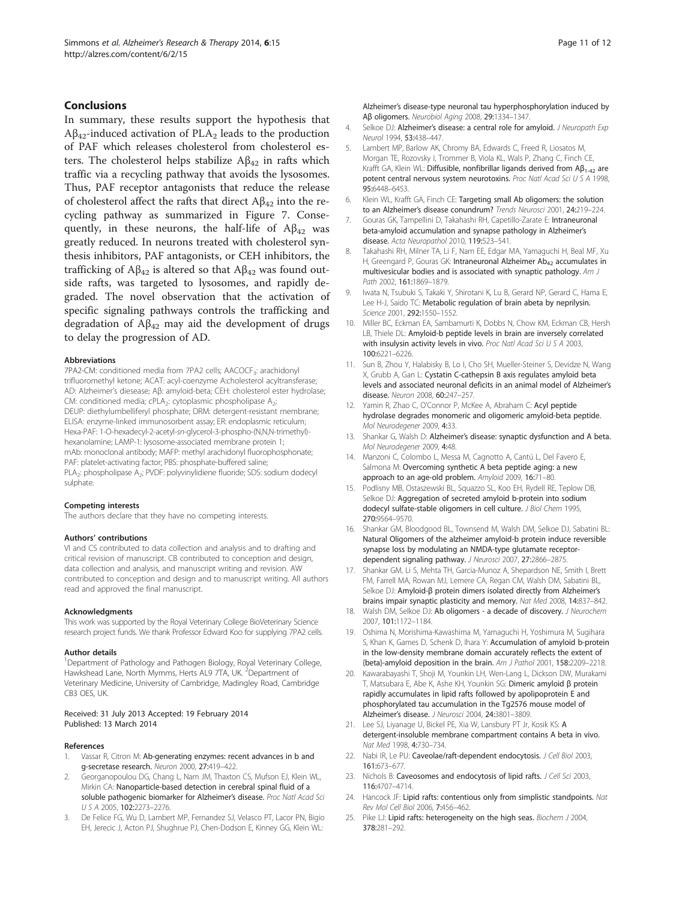## Conclusions

In summary, these results support the hypothesis that $A\beta_{42}$-induced activation of $PLA_2$ leads to the production of PAF which releases cholesterol from cholesterol esters. The cholesterol helps stabilize $A\beta_{42}$ in rafts which traffic via a recycling pathway that avoids the lysosomes. Thus, PAF receptor antagonists that reduce the release of cholesterol affect the rafts that direct $A\beta_{42}$ into the recycling pathway as summarized in Figure 7. Consequently, in these neurons, the half-life of $A\beta_{42}$ was greatly reduced. In neurons treated with cholesterol synthesis inhibitors, PAF antagonists, or CEH inhibitors, the trafficking of $A\beta_{42}$ is altered so that $A\beta_{42}$ was found outside rafts, was targeted to lysosomes, and rapidly degraded. The novel observation that the activation of specific signaling pathways controls the trafficking and degradation of $A\beta_{42}$ may aid the development of drugs to delay the progression of AD.

#### Abbreviations

7PA2-CM: conditioned media from 7PA2 cells; $AACOCF_3$: arachidonyl trifluoromethyl ketone; ACAT: acyl-coenzyme A:cholesterol acyltransferase; AD: Alzheimer's diesease; Aβ: amyloid-beta; CEH: cholesterol ester hydrolase; CM: conditioned media; $cPLA_2$: cytoplasmic phospholipase $A_2$; DEUP: diethylumbelliferyl phosphate; DRM: detergent-resistant membrane; ELISA: enzyme-linked immunosorbent assay; ER: endoplasmic reticulum; Hexa-PAF: 1-O-hexadecyl-2-acetyl-*sn*-glycerol-3-phospho-(N,N,N-trimethyl)-hexanolamine; LAMP-1: lysosome-associated membrane protein 1; mAb: monoclonal antibody; MAFP: methyl arachidonyl fluorophosphonate; PAF: platelet-activating factor; PBS: phosphate-buffered saline; $PLA_2$: phospholipase $A_2$; PVDF: polyvinylidiene fluoride; SDS: sodium dodecyl sulphate.

#### Competing interests

The authors declare that they have no competing interests.

#### Authors' contributions

VI and CS contributed to data collection and analysis and to drafting and critical revision of manuscript. CB contributed to conception and design, data collection and analysis, and manuscript writing and revision. AW contributed to conception and design and to manuscript writing. All authors read and approved the final manuscript.

#### Acknowledgments

This work was supported by the Royal Veterinary College BioVeterinary Science research project funds. We thank Professor Edward Koo for supplying 7PA2 cells.

#### Author details

[1]Department of Pathology and Pathogen Biology, Royal Veterinary College, Hawkshead Lane, North Mymms, Herts AL9 7TA, UK. [2]Department of Veterinary Medicine, University of Cambridge, Madingley Road, Cambridge CB3 OES, UK.

Received: 31 July 2013 Accepted: 19 February 2014
Published: 13 March 2014

#### References

1. Vassar R, Citron M: **Ab-generating enzymes: recent advances in b and g-secretase research.** *Neuron* 2000, **27:**419–422.
2. Georganopoulou DG, Chang L, Nam JM, Thaxton CS, Mufson EJ, Klein WL, Mirkin CA: **Nanoparticle-based detection in cerebral spinal fluid of a soluble pathogenic biomarker for Alzheimer's disease.** *Proc Natl Acad Sci U S A* 2005, **102:**2273–2276.
3. De Felice FG, Wu D, Lambert MP, Fernandez SJ, Velasco PT, Lacor PN, Bigio EH, Jerecic J, Acton PJ, Shughrue PJ, Chen-Dodson E, Kinney GG, Klein WL: **Alzheimer's disease-type neuronal tau hyperphosphorylation induced by Aβ oligomers.** *Neurobiol Aging* 2008, **29:**1334–1347.
4. Selkoe DJ: **Alzheimer's disease: a central role for amyloid.** *J Neuropath Exp Neurol* 1994, **53:**438–447.
5. Lambert MP, Barlow AK, Chromy BA, Edwards C, Freed R, Liosatos M, Morgan TE, Rozovsky I, Trommer B, Viola KL, Wals P, Zhang C, Finch CE, Krafft GA, Klein WL: **Diffusible, nonfibrillar ligands derived from $A\beta_{1-42}$ are potent central nervous system neurotoxins.** *Proc Natl Acad Sci U S A* 1998, **95:**6448–6453.
6. Klein WL, Krafft GA, Finch CE: **Targeting small Ab oligomers: the solution to an Alzheimer's disease conundrum?** *Trends Neurosci* 2001, **24:**219–224.
7. Gouras GK, Tampellini D, Takahashi RH, Capetillo-Zarate E: **Intraneuronal beta-amyloid accumulation and synapse pathology in Alzheimer's disease.** *Acta Neuropathol* 2010, **119:**523–541.
8. Takahashi RH, Milner TA, Li F, Nam EE, Edgar MA, Yamaguchi H, Beal MF, Xu H, Greengard P, Gouras GK: **Intraneuronal Alzheimer $Ab_{42}$ accumulates in multivesicular bodies and is associated with synaptic pathology.** *Am J Path* 2002, **161:**1869–1879.
9. Iwata N, Tsubuki S, Takaki Y, Shirotani K, Lu B, Gerard NP, Gerard C, Hama E, Lee H-J, Saido TC: **Metabolic regulation of brain abeta by neprilysin.** *Science* 2001, **292:**1550–1552.
10. Miller BC, Eckman EA, Sambamurti K, Dobbs N, Chow KM, Eckman CB, Hersh LB, Thiele DL: **Amyloid-b peptide levels in brain are inversely correlated with insulysin activity levels in vivo.** *Proc Natl Acad Sci U S A* 2003, **100:**6221–6226.
11. Sun B, Zhou Y, Halabisky B, Lo I, Cho SH, Mueller-Steiner S, Devidze N, Wang X, Grubb A, Gan L: **Cystatin C-cathepsin B axis regulates amyloid beta levels and associated neuronal deficits in an animal model of Alzheimer's disease.** *Neuron* 2008, **60:**247–257.
12. Yamin R, Zhao C, O'Connor P, McKee A, Abraham C: **Acyl peptide hydrolase degrades monomeric and oligomeric amyloid-beta peptide.** *Mol Neurodegener* 2009, **4:**33.
13. Shankar G, Walsh D: **Alzheimer's disease: synaptic dysfunction and A beta.** *Mol Neurodegener* 2009, **4:**48.
14. Manzoni C, Colombo L, Messa M, Cagnotto A, Cantú L, Del Favero E, Salmona M: **Overcoming synthetic A beta peptide aging: a new approach to an age-old problem.** *Amyloid* 2009, **16:**71–80.
15. Podlisny MB, Ostaszewski BL, Squazzo SL, Koo EH, Rydell RE, Teplow DB, Selkoe DJ: **Aggregation of secreted amyloid b-protein into sodium dodecyl sulfate-stable oligomers in cell culture.** *J Biol Chem* 1995, **270:**9564–9570.
16. Shankar GM, Bloodgood BL, Townsend M, Walsh DM, Selkoe DJ, Sabatini BL: **Natural Oligomers of the alzheimer amyloid-b protein induce reversible synapse loss by modulating an NMDA-type glutamate receptor-dependent signaling pathway.** *J Neurosci* 2007, **27:**2866–2875.
17. Shankar GM, Li S, Mehta TH, Garcia-Munoz A, Shepardson NE, Smith I, Brett FM, Farrell MA, Rowan MJ, Lemere CA, Regan CM, Walsh DM, Sabatini BL, Selkoe DJ: **Amyloid-β protein dimers isolated directly from Alzheimer's brains impair synaptic plasticity and memory.** *Nat Med* 2008, **14:**837–842.
18. Walsh DM, Selkoe DJ: **Ab oligomers - a decade of discovery.** *J Neurochem* 2007, **101:**1172–1184.
19. Oshima N, Morishima-Kawashima M, Yamaguchi H, Yoshimura M, Sugihara S, Khan K, Games D, Schenk D, Ihara Y: **Accumulation of amyloid b-protein in the low-density membrane domain accurately reflects the extent of {beta}-amyloid deposition in the brain.** *Am J Pathol* 2001, **158:**2209–2218.
20. Kawarabayashi T, Shoji M, Younkin LH, Wen-Lang L, Dickson DW, Murakami T, Matsubara E, Abe K, Ashe KH, Younkin SG: **Dimeric amyloid β protein rapidly accumulates in lipid rafts followed by apolipoprotein E and phosphorylated tau accumulation in the Tg2576 mouse model of Alzheimer's disease.** *J Neurosci* 2004, **24:**3801–3809.
21. Lee SJ, Liyanage U, Bickel PE, Xia W, Lansbury PT Jr, Kosik KS: **A detergent-insoluble membrane compartment contains A beta in vivo.** *Nat Med* 1998, **4:**730–734.
22. Nabi IR, Le PU: **Caveolae/raft-dependent endocytosis.** *J Cell Biol* 2003, **161:**673–677.
23. Nichols B: **Caveosomes and endocytosis of lipid rafts.** *J Cell Sci* 2003, **116:**4707–4714.
24. Hancock JF: **Lipid rafts: contentious only from simplistic standpoints.** *Nat Rev Mol Cell Biol* 2006, **7:**456–462.
25. Pike LJ: **Lipid rafts: heterogeneity on the high seas.** *Biochem J* 2004, **378:**281–292.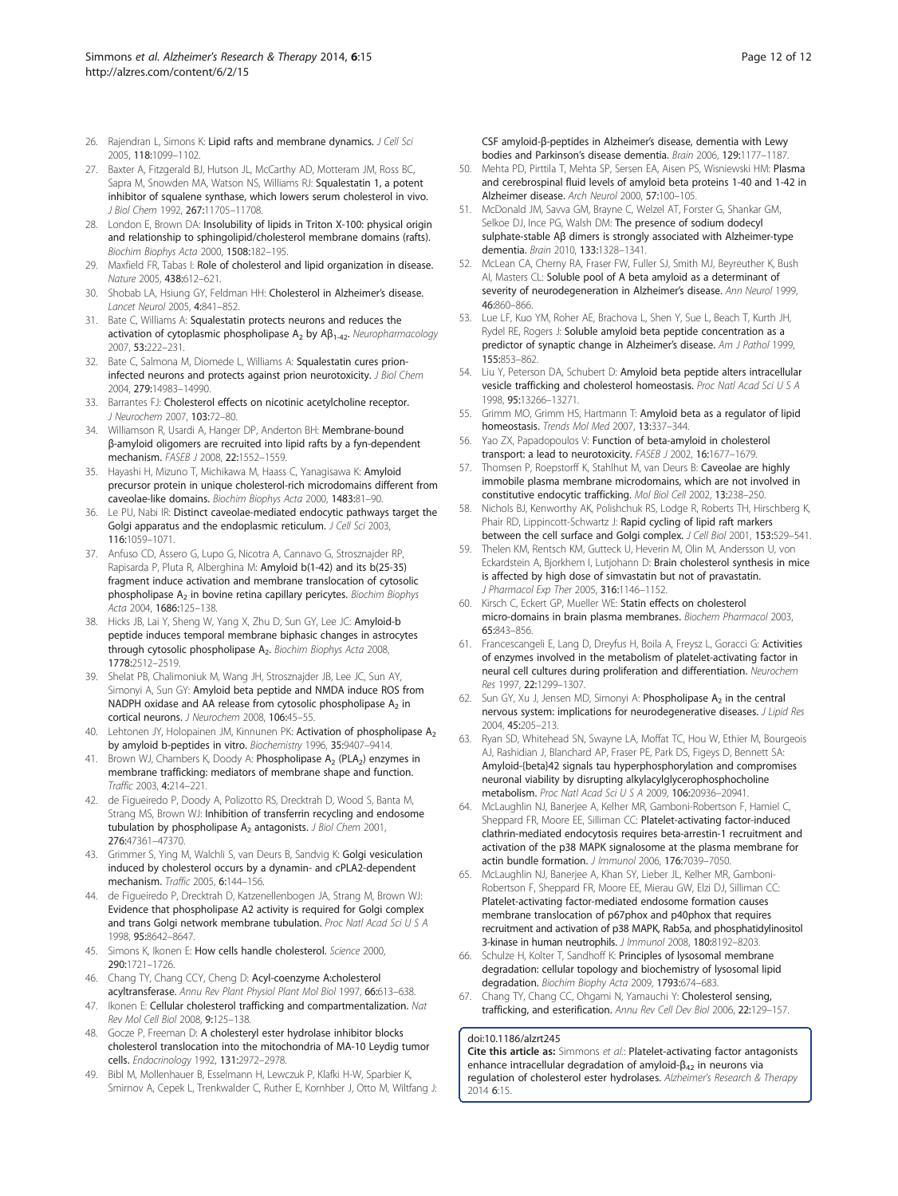26. Rajendran L, Simons K: **Lipid rafts and membrane dynamics.** *J Cell Sci* 2005, **118:**1099–1102.
27. Baxter A, Fitzgerald BJ, Hutson JL, McCarthy AD, Motteram JM, Ross BC, Sapra M, Snowden MA, Watson NS, Williams RJ: **Squalestatin 1, a potent inhibitor of squalene synthase, which lowers serum cholesterol in vivo.** *J Biol Chem* 1992, **267:**11705–11708.
28. London E, Brown DA: **Insolubility of lipids in Triton X-100: physical origin and relationship to sphingolipid/cholesterol membrane domains (rafts).** *Biochim Biophys Acta* 2000, **1508:**182–195.
29. Maxfield FR, Tabas I: **Role of cholesterol and lipid organization in disease.** *Nature* 2005, **438:**612–621.
30. Shobab LA, Hsiung GY, Feldman HH: **Cholesterol in Alzheimer's disease.** *Lancet Neurol* 2005, **4:**841–852.
31. Bate C, Williams A: **Squalestatin protects neurons and reduces the activation of cytoplasmic phospholipase $A_2$ by $A\beta_{1-42}$.** *Neuropharmacology* 2007, **53:**222–231.
32. Bate C, Salmona M, Diomede L, Williams A: **Squalestatin cures prion-infected neurons and protects against prion neurotoxicity.** *J Biol Chem* 2004, **279:**14983–14990.
33. Barrantes FJ: **Cholesterol effects on nicotinic acetylcholine receptor.** *J Neurochem* 2007, **103:**72–80.
34. Williamson R, Usardi A, Hanger DP, Anderton BH: **Membrane-bound β-amyloid oligomers are recruited into lipid rafts by a fyn-dependent mechanism.** *FASEB J* 2008, **22:**1552–1559.
35. Hayashi H, Mizuno T, Michikawa M, Haass C, Yanagisawa K: **Amyloid precursor protein in unique cholesterol-rich microdomains different from caveolae-like domains.** *Biochim Biophys Acta* 2000, **1483:**81–90.
36. Le PU, Nabi IR: **Distinct caveolae-mediated endocytic pathways target the Golgi apparatus and the endoplasmic reticulum.** *J Cell Sci* 2003, **116:**1059–1071.
37. Anfuso CD, Assero G, Lupo G, Nicotra A, Cannavo G, Strosznajder RP, Rapisarda P, Pluta R, Alberghina M: **Amyloid b(1-42) and its b(25-35) fragment induce activation and membrane translocation of cytosolic phospholipase $A_2$ in bovine retina capillary pericytes.** *Biochim Biophys Acta* 2004, **1686:**125–138.
38. Hicks JB, Lai Y, Sheng W, Yang X, Zhu D, Sun GY, Lee JC: **Amyloid-b peptide induces temporal membrane biphasic changes in astrocytes through cytosolic phospholipase $A_2$.** *Biochim Biophys Acta* 2008, **1778:**2512–2519.
39. Shelat PB, Chalimoniuk M, Wang JH, Strosznajder JB, Lee JC, Sun AY, Simonyi A, Sun GY: **Amyloid beta peptide and NMDA induce ROS from NADPH oxidase and AA release from cytosolic phospholipase $A_2$ in cortical neurons.** *J Neurochem* 2008, **106:**45–55.
40. Lehtonen JY, Holopainen JM, Kinnunen PK: **Activation of phospholipase $A_2$ by amyloid b-peptides in vitro.** *Biochemistry* 1996, **35:**9407–9414.
41. Brown WJ, Chambers K, Doody A: **Phospholipase $A_2$ ($PLA_2$) enzymes in membrane trafficking: mediators of membrane shape and function.** *Traffic* 2003, **4:**214–221.
42. de Figueiredo P, Doody A, Polizotto RS, Drecktrah D, Wood S, Banta M, Strang MS, Brown WJ: **Inhibition of transferrin recycling and endosome tubulation by phospholipase $A_2$ antagonists.** *J Biol Chem* 2001, **276:**47361–47370.
43. Grimmer S, Ying M, Walchli S, van Deurs B, Sandvig K: **Golgi vesiculation induced by cholesterol occurs by a dynamin- and cPLA2-dependent mechanism.** *Traffic* 2005, **6:**144–156.
44. de Figueiredo P, Drecktrah D, Katzenellenbogen JA, Strang M, Brown WJ: **Evidence that phospholipase A2 activity is required for Golgi complex and trans Golgi network membrane tubulation.** *Proc Natl Acad Sci U S A* 1998, **95:**8642–8647.
45. Simons K, Ikonen E: **How cells handle cholesterol.** *Science* 2000, **290:**1721–1726.
46. Chang TY, Chang CCY, Cheng D: **Acyl-coenzyme A:cholesterol acyltransferase.** *Annu Rev Plant Physiol Plant Mol Biol* 1997, **66:**613–638.
47. Ikonen E: **Cellular cholesterol trafficking and compartmentalization.** *Nat Rev Mol Cell Biol* 2008, **9:**125–138.
48. Gocze P, Freeman D: **A cholesteryl ester hydrolase inhibitor blocks cholesterol translocation into the mitochondria of MA-10 Leydig tumor cells.** *Endocrinology* 1992, **131:**2972–2978.
49. Bibl M, Mollenhauer B, Esselmann H, Lewczuk P, Klafki H-W, Sparbier K, Smirnov A, Cepek L, Trenkwalder C, Ruther E, Kornhber J, Otto M, Wiltfang J: **CSF amyloid-β-peptides in Alzheimer's disease, dementia with Lewy bodies and Parkinson's disease dementia.** *Brain* 2006, **129:**1177–1187.
50. Mehta PD, Pirttila T, Mehta SP, Sersen EA, Aisen PS, Wisniewski HM: **Plasma and cerebrospinal fluid levels of amyloid beta proteins 1-40 and 1-42 in Alzheimer disease.** *Arch Neurol* 2000, **57:**100–105.
51. McDonald JM, Savva GM, Brayne C, Welzel AT, Forster G, Shankar GM, Selkoe DJ, Ince PG, Walsh DM: **The presence of sodium dodecyl sulphate-stable Aβ dimers is strongly associated with Alzheimer-type dementia.** *Brain* 2010, **133:**1328–1341.
52. McLean CA, Cherny RA, Fraser FW, Fuller SJ, Smith MJ, Beyreuther K, Bush AI, Masters CL: **Soluble pool of A beta amyloid as a determinant of severity of neurodegeneration in Alzheimer's disease.** *Ann Neurol* 1999, **46:**860–866.
53. Lue LF, Kuo YM, Roher AE, Brachova L, Shen Y, Sue L, Beach T, Kurth JH, Rydel RE, Rogers J: **Soluble amyloid beta peptide concentration as a predictor of synaptic change in Alzheimer's disease.** *Am J Pathol* 1999, **155:**853–862.
54. Liu Y, Peterson DA, Schubert D: **Amyloid beta peptide alters intracellular vesicle trafficking and cholesterol homeostasis.** *Proc Natl Acad Sci U S A* 1998, **95:**13266–13271.
55. Grimm MO, Grimm HS, Hartmann T: **Amyloid beta as a regulator of lipid homeostasis.** *Trends Mol Med* 2007, **13:**337–344.
56. Yao ZX, Papadopoulos V: **Function of beta-amyloid in cholesterol transport: a lead to neurotoxicity.** *FASEB J* 2002, **16:**1677–1679.
57. Thomsen P, Roepstorff K, Stahlhut M, van Deurs B: **Caveolae are highly immobile plasma membrane microdomains, which are not involved in constitutive endocytic trafficking.** *Mol Biol Cell* 2002, **13:**238–250.
58. Nichols BJ, Kenworthy AK, Polishchuk RS, Lodge R, Roberts TH, Hirschberg K, Phair RD, Lippincott-Schwartz J: **Rapid cycling of lipid raft markers between the cell surface and Golgi complex.** *J Cell Biol* 2001, **153:**529–541.
59. Thelen KM, Rentsch KM, Gutteck U, Heverin M, Olin M, Andersson U, von Eckardstein A, Bjorkhem I, Lutjohann D: **Brain cholesterol synthesis in mice is affected by high dose of simvastatin but not of pravastatin.** *J Pharmacol Exp Ther* 2005, **316:**1146–1152.
60. Kirsch C, Eckert GP, Mueller WE: **Statin effects on cholesterol micro-domains in brain plasma membranes.** *Biochem Pharmacol* 2003, **65:**843–856.
61. Francescangeli E, Lang D, Dreyfus H, Boila A, Freysz L, Goracci G: **Activities of enzymes involved in the metabolism of platelet-activating factor in neural cell cultures during proliferation and differentiation.** *Neurochem Res* 1997, **22:**1299–1307.
62. Sun GY, Xu J, Jensen MD, Simonyi A: **Phospholipase $A_2$ in the central nervous system: implications for neurodegenerative diseases.** *J Lipid Res* 2004, **45:**205–213.
63. Ryan SD, Whitehead SN, Swayne LA, Moffat TC, Hou W, Ethier M, Bourgeois AJ, Rashidian J, Blanchard AP, Fraser PE, Park DS, Figeys D, Bennett SA: **Amyloid-{beta}42 signals tau hyperphosphorylation and compromises neuronal viability by disrupting alkylacylglycerophosphocholine metabolism.** *Proc Natl Acad Sci U S A* 2009, **106:**20936–20941.
64. McLaughlin NJ, Banerjee A, Kelher MR, Gamboni-Robertson F, Hamiel C, Sheppard FR, Moore EE, Silliman CC: **Platelet-activating factor-induced clathrin-mediated endocytosis requires beta-arrestin-1 recruitment and activation of the p38 MAPK signalosome at the plasma membrane for actin bundle formation.** *J Immunol* 2006, **176:**7039–7050.
65. McLaughlin NJ, Banerjee A, Khan SY, Lieber JL, Kelher MR, Gamboni-Robertson F, Sheppard FR, Moore EE, Mierau GW, Elzi DJ, Silliman CC: **Platelet-activating factor-mediated endosome formation causes membrane translocation of p67phox and p40phox that requires recruitment and activation of p38 MAPK, Rab5a, and phosphatidylinositol 3-kinase in human neutrophils.** *J Immunol* 2008, **180:**8192–8203.
66. Schulze H, Kolter T, Sandhoff K: **Principles of lysosomal membrane degradation: cellular topology and biochemistry of lysosomal lipid degradation.** *Biochim Biophy Acta* 2009, **1793:**674–683.
67. Chang TY, Chang CC, Ohgami N, Yamauchi Y: **Cholesterol sensing, trafficking, and esterification.** *Annu Rev Cell Dev Biol* 2006, **22:**129–157.

doi:10.1186/alzrt245

**Cite this article as:** Simmons *et al.*: Platelet-activating factor antagonists enhance intracellular degradation of amyloid-$\beta_{42}$ in neurons via regulation of cholesterol ester hydrolases. *Alzheimer's Research & Therapy* 2014 **6**:15.